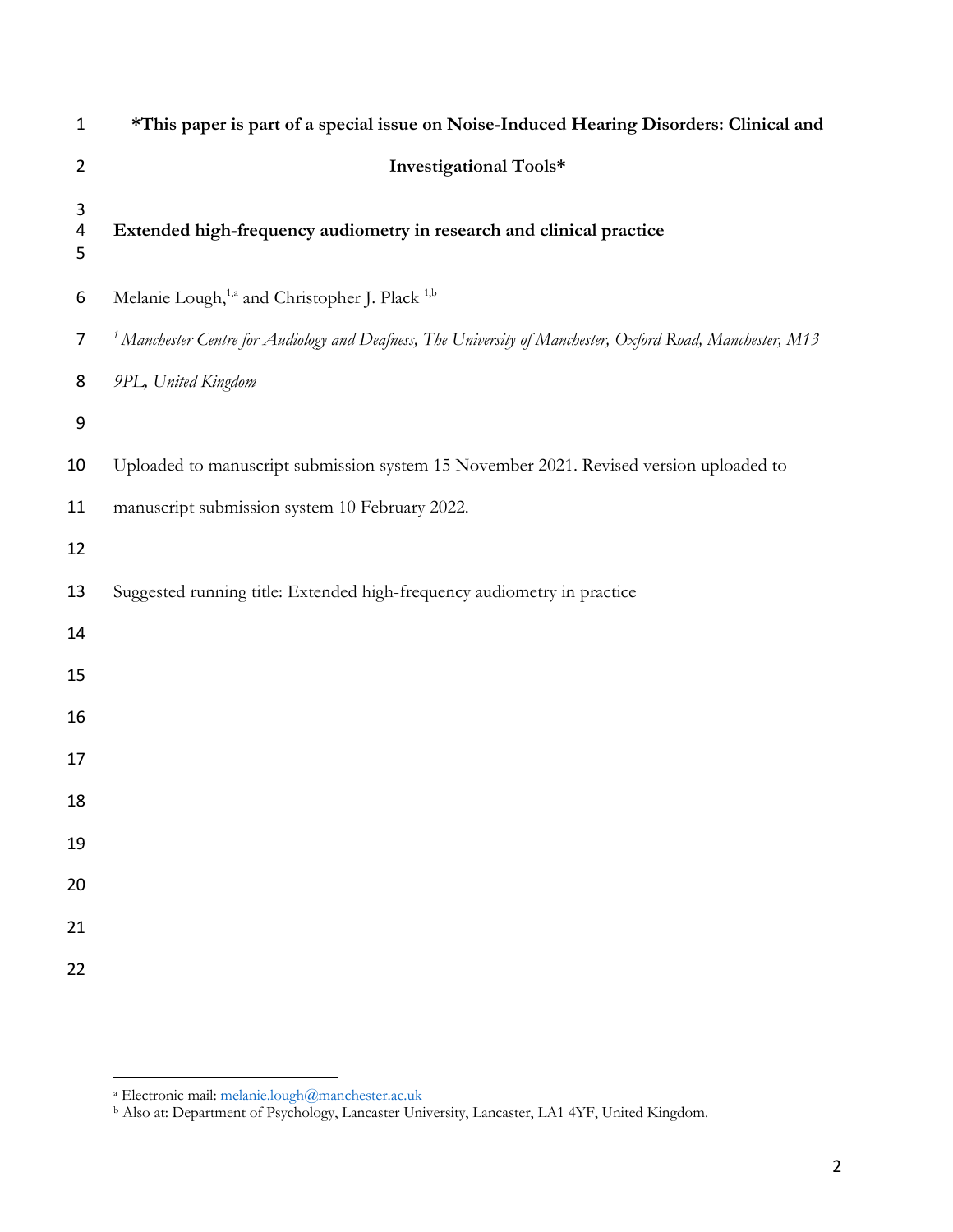**\*This paper is part of a special issue on Noise-Induced Hearing Disorders: Clinical and Investigational Tools\***

# Extended high-frequency audiometry in research and clinical practice

Melanie Lough,[1,a] and Christopher J. Plack [1,b]

[1] *Manchester Centre for Audiology and Deafness, The University of Manchester, Oxford Road, Manchester, M13 9PL, United Kingdom*

Uploaded to manuscript submission system 15 November 2021. Revised version uploaded to manuscript submission system 10 February 2022.

Suggested running title: Extended high-frequency audiometry in practice

---

[a] Electronic mail: melanie.lough@manchester.ac.uk

[b] Also at: Department of Psychology, Lancaster University, Lancaster, LA1 4YF, United Kingdom.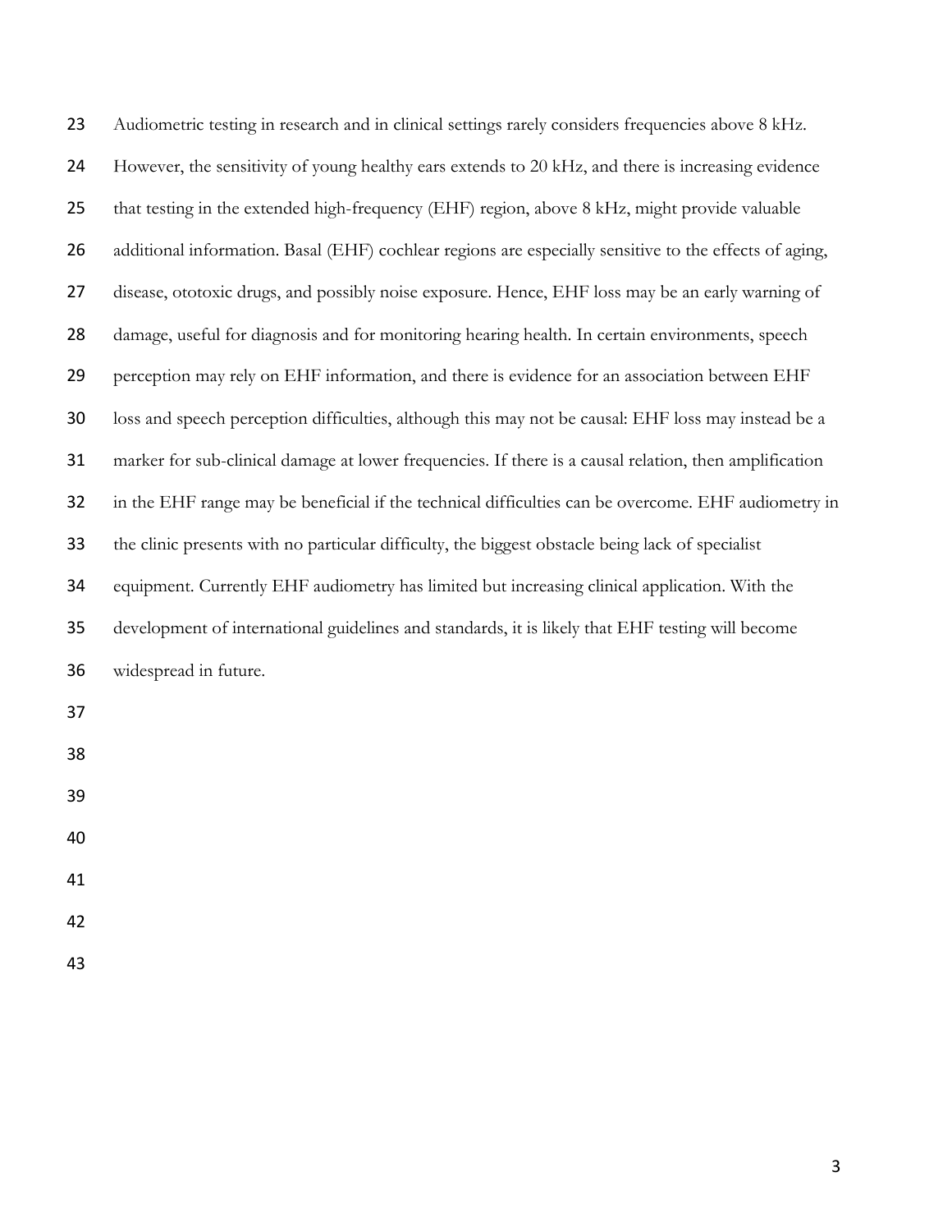Audiometric testing in research and in clinical settings rarely considers frequencies above 8 kHz. However, the sensitivity of young healthy ears extends to 20 kHz, and there is increasing evidence that testing in the extended high-frequency (EHF) region, above 8 kHz, might provide valuable additional information. Basal (EHF) cochlear regions are especially sensitive to the effects of aging, disease, ototoxic drugs, and possibly noise exposure. Hence, EHF loss may be an early warning of damage, useful for diagnosis and for monitoring hearing health. In certain environments, speech perception may rely on EHF information, and there is evidence for an association between EHF loss and speech perception difficulties, although this may not be causal: EHF loss may instead be a marker for sub-clinical damage at lower frequencies. If there is a causal relation, then amplification in the EHF range may be beneficial if the technical difficulties can be overcome. EHF audiometry in the clinic presents with no particular difficulty, the biggest obstacle being lack of specialist equipment. Currently EHF audiometry has limited but increasing clinical application. With the development of international guidelines and standards, it is likely that EHF testing will become widespread in future.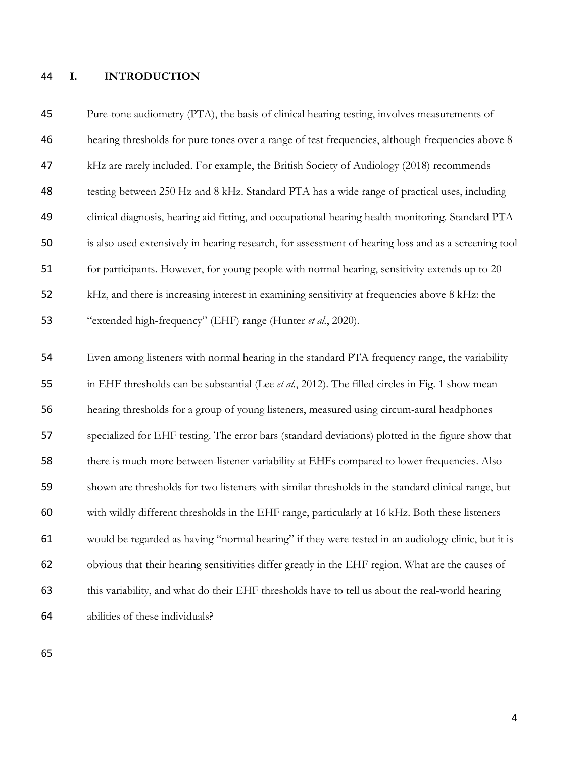# I. INTRODUCTION

Pure-tone audiometry (PTA), the basis of clinical hearing testing, involves measurements of hearing thresholds for pure tones over a range of test frequencies, although frequencies above 8 kHz are rarely included. For example, the British Society of Audiology (2018) recommends testing between 250 Hz and 8 kHz. Standard PTA has a wide range of practical uses, including clinical diagnosis, hearing aid fitting, and occupational hearing health monitoring. Standard PTA is also used extensively in hearing research, for assessment of hearing loss and as a screening tool for participants. However, for young people with normal hearing, sensitivity extends up to 20 kHz, and there is increasing interest in examining sensitivity at frequencies above 8 kHz: the "extended high-frequency" (EHF) range (Hunter *et al.*, 2020).

Even among listeners with normal hearing in the standard PTA frequency range, the variability in EHF thresholds can be substantial (Lee *et al.*, 2012). The filled circles in Fig. 1 show mean hearing thresholds for a group of young listeners, measured using circum-aural headphones specialized for EHF testing. The error bars (standard deviations) plotted in the figure show that there is much more between-listener variability at EHFs compared to lower frequencies. Also shown are thresholds for two listeners with similar thresholds in the standard clinical range, but with wildly different thresholds in the EHF range, particularly at 16 kHz. Both these listeners would be regarded as having "normal hearing" if they were tested in an audiology clinic, but it is obvious that their hearing sensitivities differ greatly in the EHF region. What are the causes of this variability, and what do their EHF thresholds have to tell us about the real-world hearing abilities of these individuals?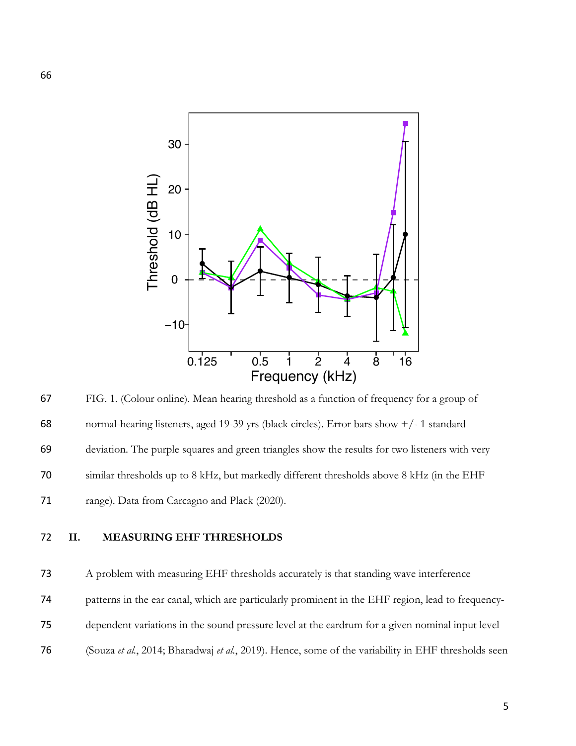FIG. 1. (Colour online). Mean hearing threshold as a function of frequency for a group of normal-hearing listeners, aged 19-39 yrs (black circles). Error bars show +/- 1 standard deviation. The purple squares and green triangles show the results for two listeners with very similar thresholds up to 8 kHz, but markedly different thresholds above 8 kHz (in the EHF range). Data from Carcagno and Plack (2020).

## II. MEASURING EHF THRESHOLDS

A problem with measuring EHF thresholds accurately is that standing wave interference patterns in the ear canal, which are particularly prominent in the EHF region, lead to frequency-dependent variations in the sound pressure level at the eardrum for a given nominal input level (Souza *et al.*, 2014; Bharadwaj *et al.*, 2019). Hence, some of the variability in EHF thresholds seen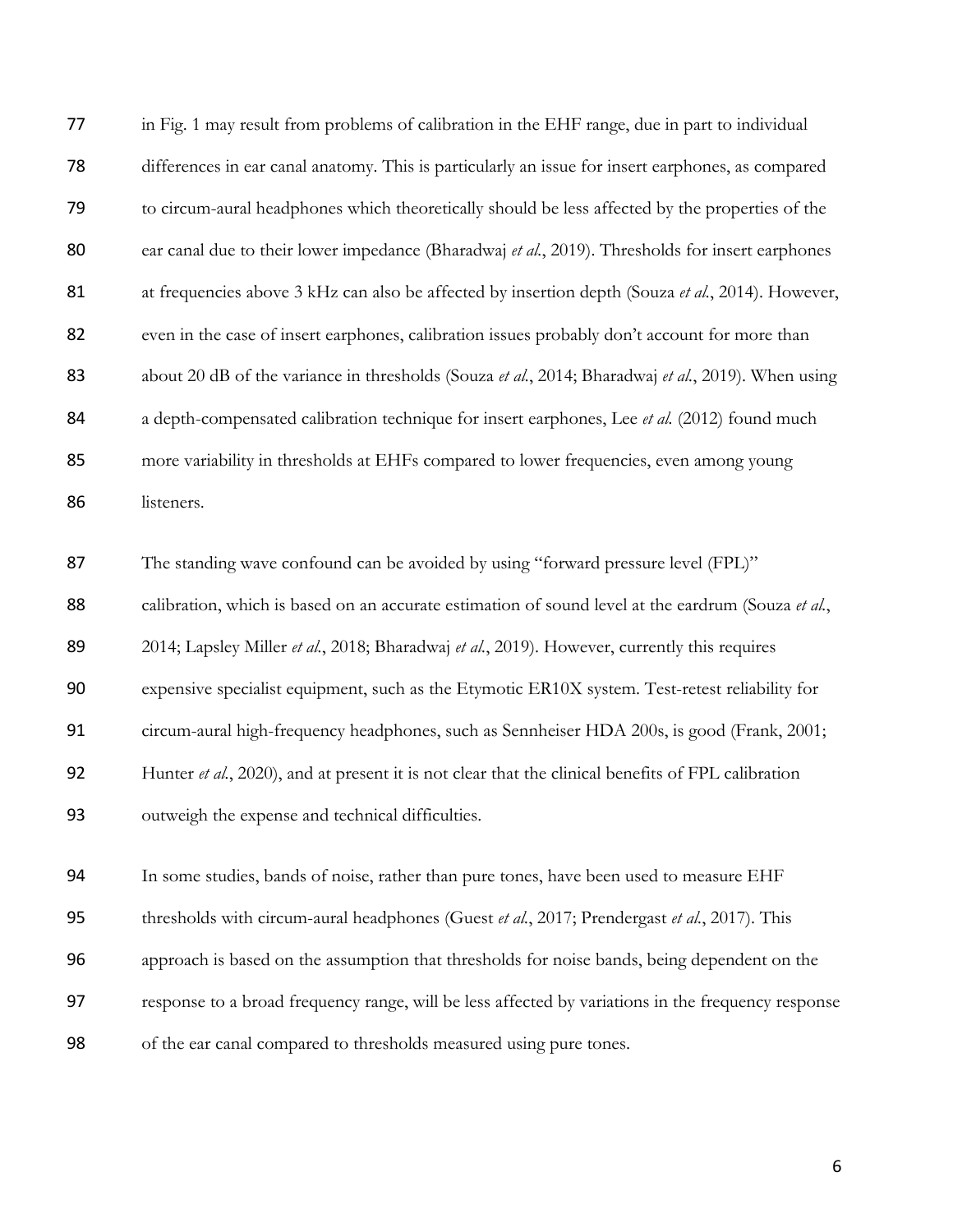in Fig. 1 may result from problems of calibration in the EHF range, due in part to individual differences in ear canal anatomy. This is particularly an issue for insert earphones, as compared to circum-aural headphones which theoretically should be less affected by the properties of the ear canal due to their lower impedance (Bharadwaj *et al.*, 2019). Thresholds for insert earphones at frequencies above 3 kHz can also be affected by insertion depth (Souza *et al.*, 2014). However, even in the case of insert earphones, calibration issues probably don't account for more than about 20 dB of the variance in thresholds (Souza *et al.*, 2014; Bharadwaj *et al.*, 2019). When using a depth-compensated calibration technique for insert earphones, Lee *et al.* (2012) found much more variability in thresholds at EHFs compared to lower frequencies, even among young listeners.

The standing wave confound can be avoided by using "forward pressure level (FPL)" calibration, which is based on an accurate estimation of sound level at the eardrum (Souza *et al.*, 2014; Lapsley Miller *et al.*, 2018; Bharadwaj *et al.*, 2019). However, currently this requires expensive specialist equipment, such as the Etymotic ER10X system. Test-retest reliability for circum-aural high-frequency headphones, such as Sennheiser HDA 200s, is good (Frank, 2001; Hunter *et al.*, 2020), and at present it is not clear that the clinical benefits of FPL calibration outweigh the expense and technical difficulties.

In some studies, bands of noise, rather than pure tones, have been used to measure EHF thresholds with circum-aural headphones (Guest *et al.*, 2017; Prendergast *et al.*, 2017). This approach is based on the assumption that thresholds for noise bands, being dependent on the response to a broad frequency range, will be less affected by variations in the frequency response of the ear canal compared to thresholds measured using pure tones.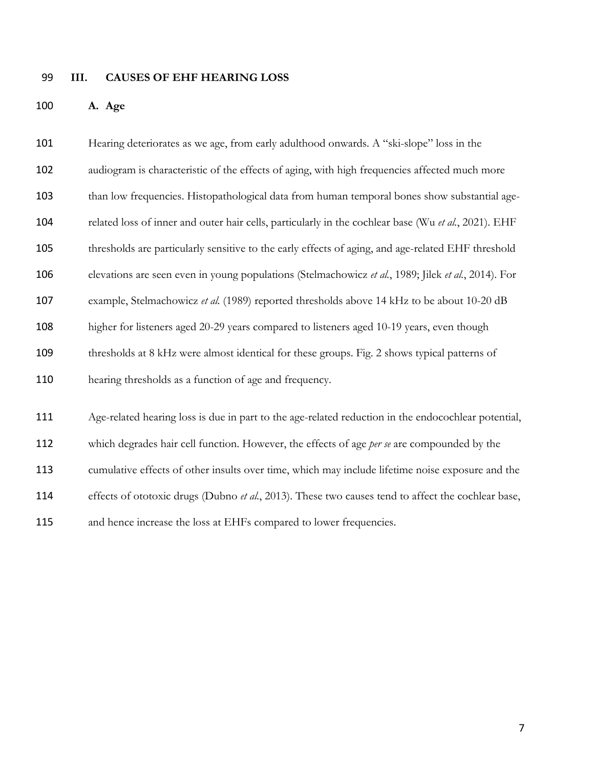## III. CAUSES OF EHF HEARING LOSS

### A. Age

Hearing deteriorates as we age, from early adulthood onwards. A "ski-slope" loss in the audiogram is characteristic of the effects of aging, with high frequencies affected much more than low frequencies. Histopathological data from human temporal bones show substantial age-related loss of inner and outer hair cells, particularly in the cochlear base (Wu *et al.*, 2021). EHF thresholds are particularly sensitive to the early effects of aging, and age-related EHF threshold elevations are seen even in young populations (Stelmachowicz *et al.*, 1989; Jilek *et al.*, 2014). For example, Stelmachowicz *et al.* (1989) reported thresholds above 14 kHz to be about 10-20 dB higher for listeners aged 20-29 years compared to listeners aged 10-19 years, even though thresholds at 8 kHz were almost identical for these groups. Fig. 2 shows typical patterns of hearing thresholds as a function of age and frequency.

Age-related hearing loss is due in part to the age-related reduction in the endocochlear potential, which degrades hair cell function. However, the effects of age *per se* are compounded by the cumulative effects of other insults over time, which may include lifetime noise exposure and the effects of ototoxic drugs (Dubno *et al.*, 2013). These two causes tend to affect the cochlear base, and hence increase the loss at EHFs compared to lower frequencies.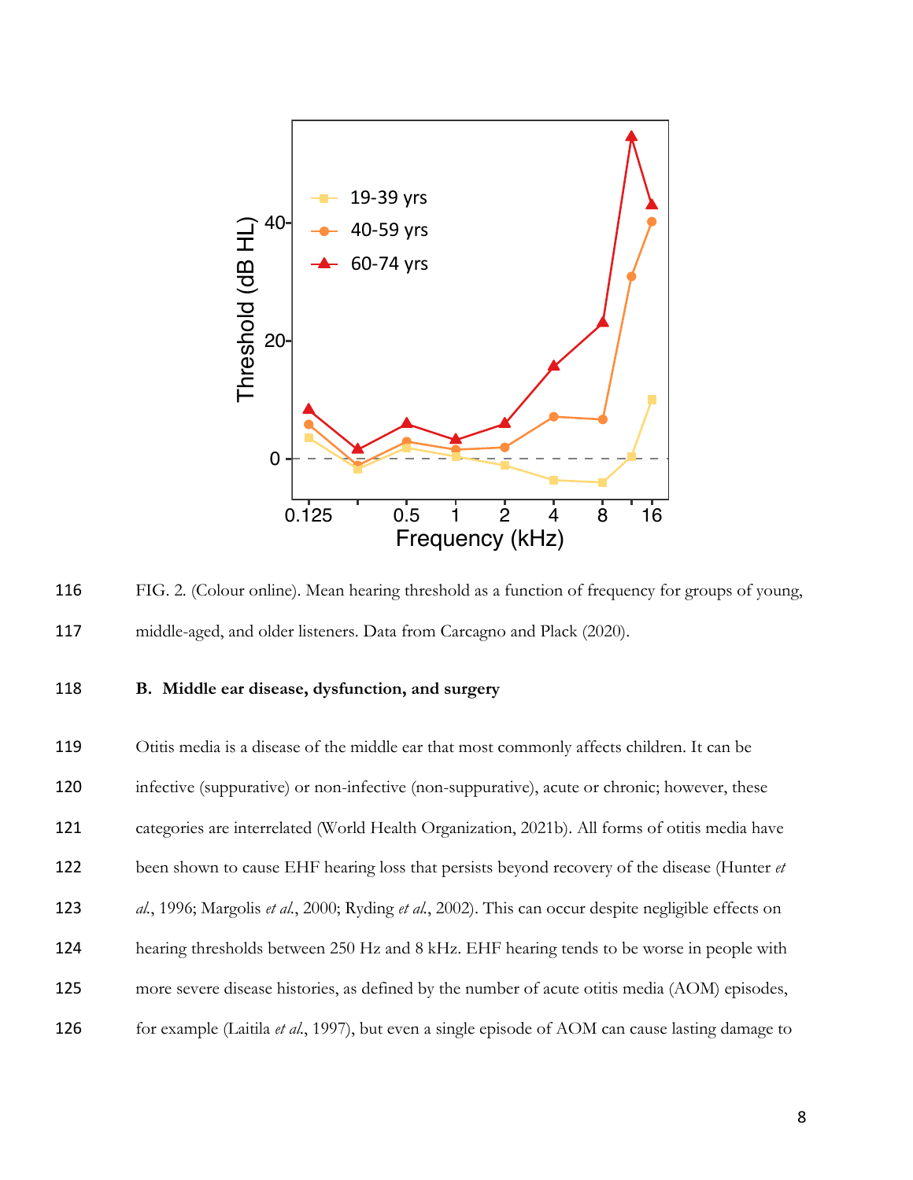FIG. 2. (Colour online). Mean hearing threshold as a function of frequency for groups of young, middle-aged, and older listeners. Data from Carcagno and Plack (2020).

### B. Middle ear disease, dysfunction, and surgery

Otitis media is a disease of the middle ear that most commonly affects children. It can be infective (suppurative) or non-infective (non-suppurative), acute or chronic; however, these categories are interrelated (World Health Organization, 2021b). All forms of otitis media have been shown to cause EHF hearing loss that persists beyond recovery of the disease (Hunter *et al.*, 1996; Margolis *et al.*, 2000; Ryding *et al.*, 2002). This can occur despite negligible effects on hearing thresholds between 250 Hz and 8 kHz. EHF hearing tends to be worse in people with more severe disease histories, as defined by the number of acute otitis media (AOM) episodes, for example (Laitila *et al.*, 1997), but even a single episode of AOM can cause lasting damage to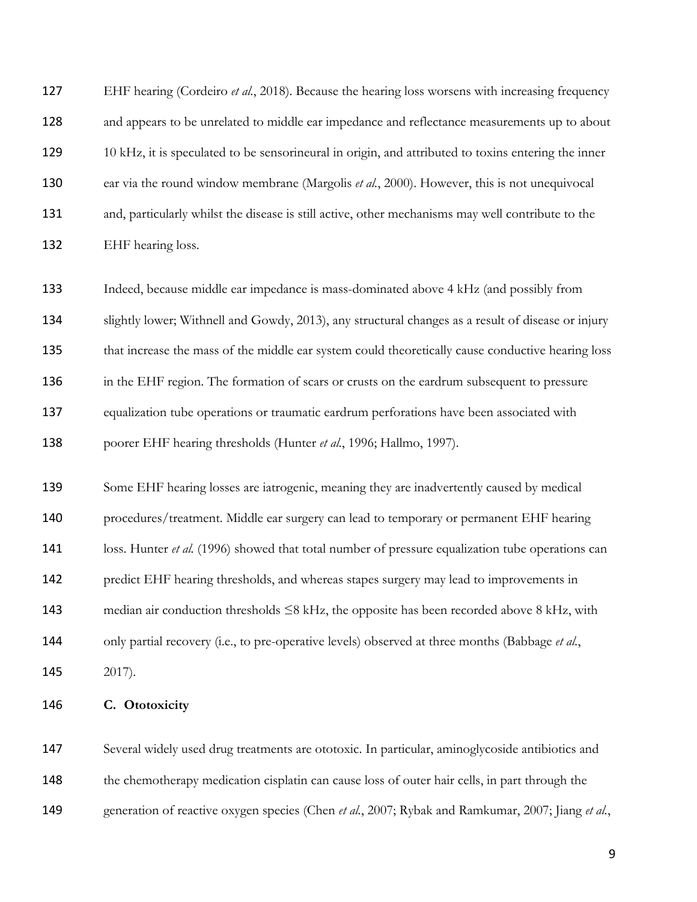EHF hearing (Cordeiro *et al.*, 2018). Because the hearing loss worsens with increasing frequency and appears to be unrelated to middle ear impedance and reflectance measurements up to about 10 kHz, it is speculated to be sensorineural in origin, and attributed to toxins entering the inner ear via the round window membrane (Margolis *et al.*, 2000). However, this is not unequivocal and, particularly whilst the disease is still active, other mechanisms may well contribute to the EHF hearing loss.

Indeed, because middle ear impedance is mass-dominated above 4 kHz (and possibly from slightly lower; Withnell and Gowdy, 2013), any structural changes as a result of disease or injury that increase the mass of the middle ear system could theoretically cause conductive hearing loss in the EHF region. The formation of scars or crusts on the eardrum subsequent to pressure equalization tube operations or traumatic eardrum perforations have been associated with poorer EHF hearing thresholds (Hunter *et al.*, 1996; Hallmo, 1997).

Some EHF hearing losses are iatrogenic, meaning they are inadvertently caused by medical procedures/treatment. Middle ear surgery can lead to temporary or permanent EHF hearing loss. Hunter *et al.* (1996) showed that total number of pressure equalization tube operations can predict EHF hearing thresholds, and whereas stapes surgery may lead to improvements in median air conduction thresholds ≤8 kHz, the opposite has been recorded above 8 kHz, with only partial recovery (i.e., to pre-operative levels) observed at three months (Babbage *et al.*, 2017).

### C. Ototoxicity

Several widely used drug treatments are ototoxic. In particular, aminoglycoside antibiotics and the chemotherapy medication cisplatin can cause loss of outer hair cells, in part through the generation of reactive oxygen species (Chen *et al.*, 2007; Rybak and Ramkumar, 2007; Jiang *et al.*,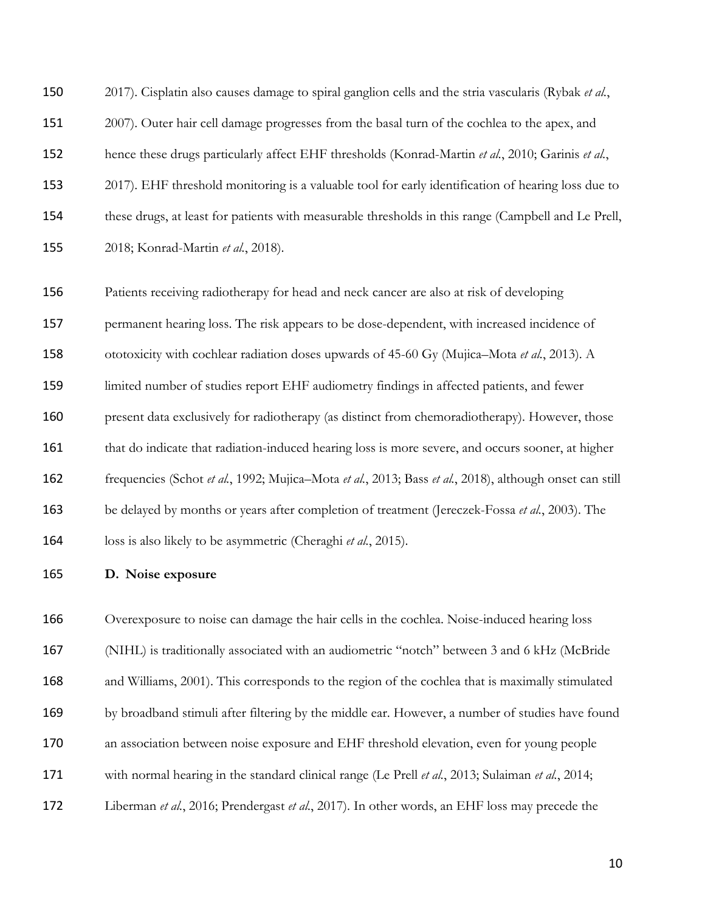2017). Cisplatin also causes damage to spiral ganglion cells and the stria vascularis (Rybak *et al.*, 2007). Outer hair cell damage progresses from the basal turn of the cochlea to the apex, and hence these drugs particularly affect EHF thresholds (Konrad-Martin *et al.*, 2010; Garinis *et al.*, 2017). EHF threshold monitoring is a valuable tool for early identification of hearing loss due to these drugs, at least for patients with measurable thresholds in this range (Campbell and Le Prell, 2018; Konrad-Martin *et al.*, 2018).

Patients receiving radiotherapy for head and neck cancer are also at risk of developing permanent hearing loss. The risk appears to be dose-dependent, with increased incidence of ototoxicity with cochlear radiation doses upwards of 45-60 Gy (Mujica–Mota *et al.*, 2013). A limited number of studies report EHF audiometry findings in affected patients, and fewer present data exclusively for radiotherapy (as distinct from chemoradiotherapy). However, those that do indicate that radiation-induced hearing loss is more severe, and occurs sooner, at higher frequencies (Schot *et al.*, 1992; Mujica–Mota *et al.*, 2013; Bass *et al.*, 2018), although onset can still be delayed by months or years after completion of treatment (Jereczek-Fossa *et al.*, 2003). The loss is also likely to be asymmetric (Cheraghi *et al.*, 2015).

### D. Noise exposure

Overexposure to noise can damage the hair cells in the cochlea. Noise-induced hearing loss (NIHL) is traditionally associated with an audiometric "notch" between 3 and 6 kHz (McBride and Williams, 2001). This corresponds to the region of the cochlea that is maximally stimulated by broadband stimuli after filtering by the middle ear. However, a number of studies have found an association between noise exposure and EHF threshold elevation, even for young people with normal hearing in the standard clinical range (Le Prell *et al.*, 2013; Sulaiman *et al.*, 2014; Liberman *et al.*, 2016; Prendergast *et al.*, 2017). In other words, an EHF loss may precede the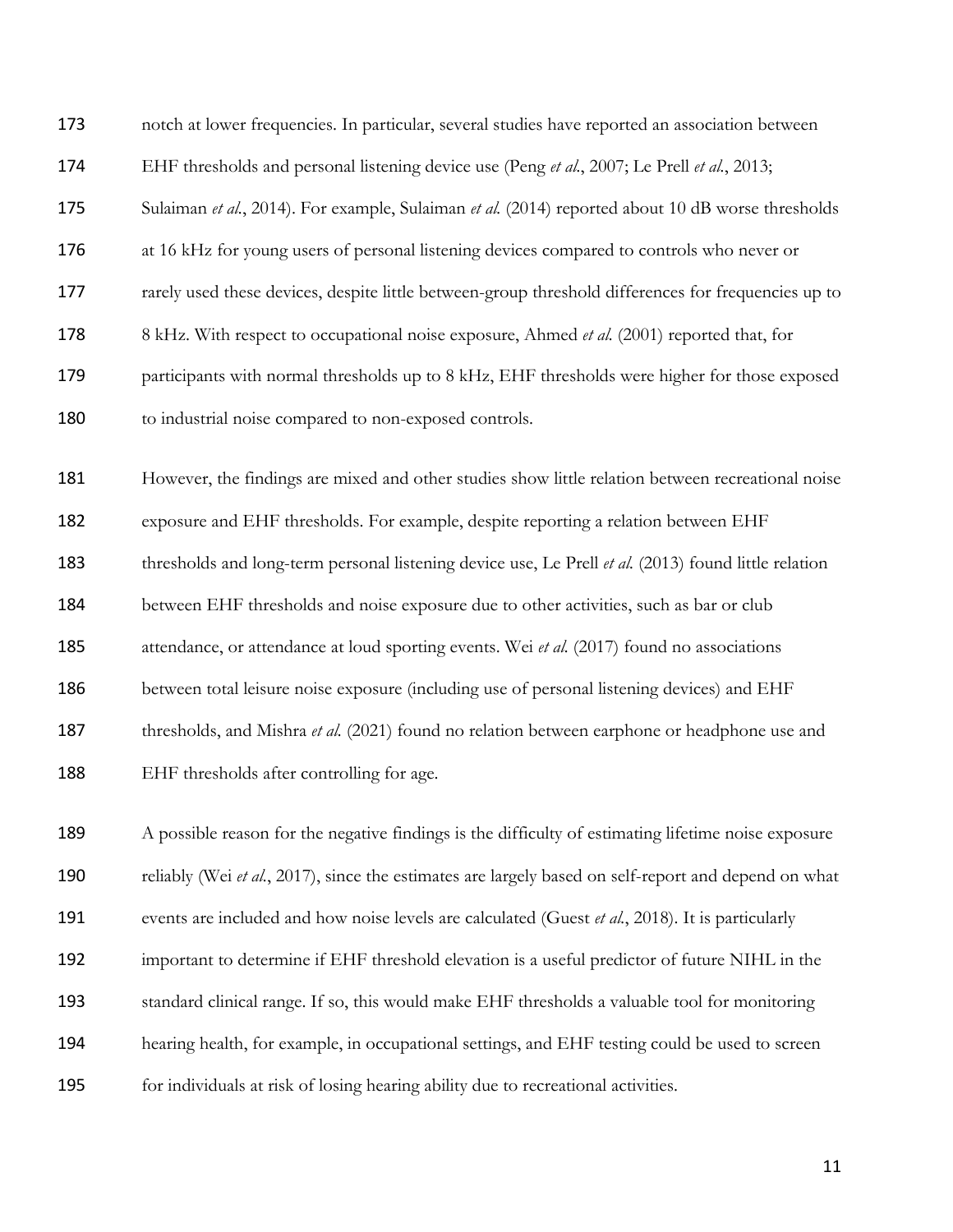notch at lower frequencies. In particular, several studies have reported an association between EHF thresholds and personal listening device use (Peng *et al.*, 2007; Le Prell *et al.*, 2013; Sulaiman *et al.*, 2014). For example, Sulaiman *et al.* (2014) reported about 10 dB worse thresholds at 16 kHz for young users of personal listening devices compared to controls who never or rarely used these devices, despite little between-group threshold differences for frequencies up to 8 kHz. With respect to occupational noise exposure, Ahmed *et al.* (2001) reported that, for participants with normal thresholds up to 8 kHz, EHF thresholds were higher for those exposed to industrial noise compared to non-exposed controls.

However, the findings are mixed and other studies show little relation between recreational noise exposure and EHF thresholds. For example, despite reporting a relation between EHF thresholds and long-term personal listening device use, Le Prell *et al.* (2013) found little relation between EHF thresholds and noise exposure due to other activities, such as bar or club attendance, or attendance at loud sporting events. Wei *et al.* (2017) found no associations between total leisure noise exposure (including use of personal listening devices) and EHF thresholds, and Mishra *et al.* (2021) found no relation between earphone or headphone use and EHF thresholds after controlling for age.

A possible reason for the negative findings is the difficulty of estimating lifetime noise exposure reliably (Wei *et al.*, 2017), since the estimates are largely based on self-report and depend on what events are included and how noise levels are calculated (Guest *et al.*, 2018). It is particularly important to determine if EHF threshold elevation is a useful predictor of future NIHL in the standard clinical range. If so, this would make EHF thresholds a valuable tool for monitoring hearing health, for example, in occupational settings, and EHF testing could be used to screen for individuals at risk of losing hearing ability due to recreational activities.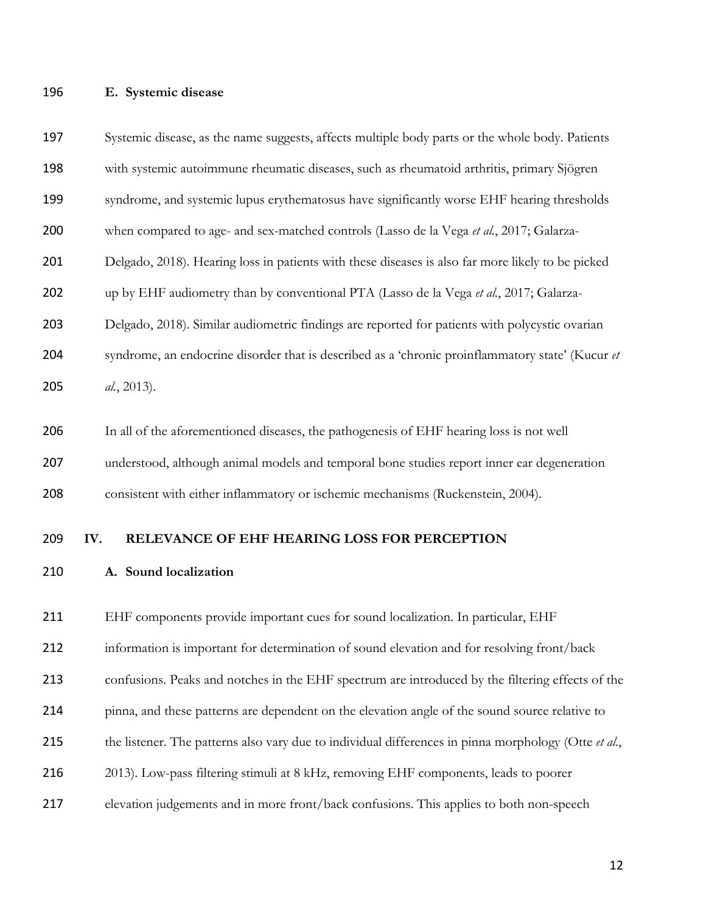### E. Systemic disease

Systemic disease, as the name suggests, affects multiple body parts or the whole body. Patients with systemic autoimmune rheumatic diseases, such as rheumatoid arthritis, primary Sjögren syndrome, and systemic lupus erythematosus have significantly worse EHF hearing thresholds when compared to age- and sex-matched controls (Lasso de la Vega *et al.*, 2017; Galarza-Delgado, 2018). Hearing loss in patients with these diseases is also far more likely to be picked up by EHF audiometry than by conventional PTA (Lasso de la Vega *et al.*, 2017; Galarza-Delgado, 2018). Similar audiometric findings are reported for patients with polycystic ovarian syndrome, an endocrine disorder that is described as a 'chronic proinflammatory state' (Kucur *et al.*, 2013).

In all of the aforementioned diseases, the pathogenesis of EHF hearing loss is not well understood, although animal models and temporal bone studies report inner ear degeneration consistent with either inflammatory or ischemic mechanisms (Ruckenstein, 2004).

## IV. RELEVANCE OF EHF HEARING LOSS FOR PERCEPTION

### A. Sound localization

EHF components provide important cues for sound localization. In particular, EHF information is important for determination of sound elevation and for resolving front/back confusions. Peaks and notches in the EHF spectrum are introduced by the filtering effects of the pinna, and these patterns are dependent on the elevation angle of the sound source relative to the listener. The patterns also vary due to individual differences in pinna morphology (Otte *et al.*, 2013). Low-pass filtering stimuli at 8 kHz, removing EHF components, leads to poorer elevation judgements and in more front/back confusions. This applies to both non-speech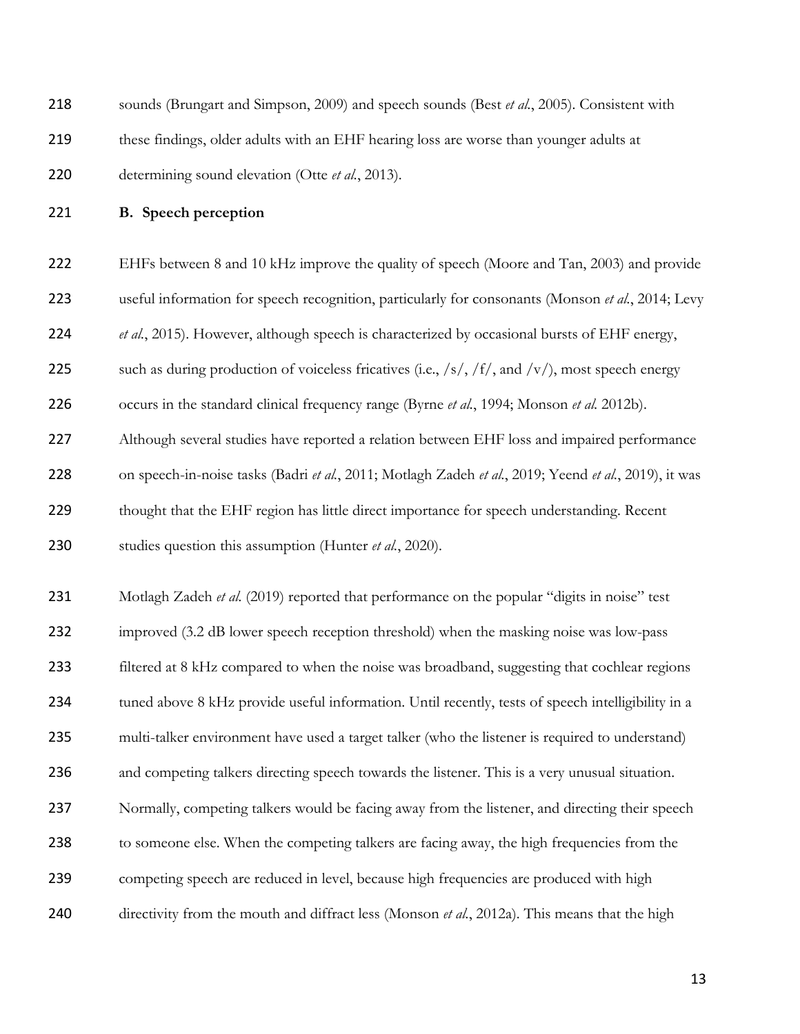sounds (Brungart and Simpson, 2009) and speech sounds (Best *et al.*, 2005). Consistent with these findings, older adults with an EHF hearing loss are worse than younger adults at determining sound elevation (Otte *et al.*, 2013).

## B. Speech perception

EHFs between 8 and 10 kHz improve the quality of speech (Moore and Tan, 2003) and provide useful information for speech recognition, particularly for consonants (Monson *et al.*, 2014; Levy *et al.*, 2015). However, although speech is characterized by occasional bursts of EHF energy, such as during production of voiceless fricatives (i.e., /s/, /f/, and /v/), most speech energy occurs in the standard clinical frequency range (Byrne *et al.*, 1994; Monson *et al.* 2012b). Although several studies have reported a relation between EHF loss and impaired performance on speech-in-noise tasks (Badri *et al.*, 2011; Motlagh Zadeh *et al.*, 2019; Yeend *et al.*, 2019), it was thought that the EHF region has little direct importance for speech understanding. Recent studies question this assumption (Hunter *et al.*, 2020).

Motlagh Zadeh *et al.* (2019) reported that performance on the popular "digits in noise" test improved (3.2 dB lower speech reception threshold) when the masking noise was low-pass filtered at 8 kHz compared to when the noise was broadband, suggesting that cochlear regions tuned above 8 kHz provide useful information. Until recently, tests of speech intelligibility in a multi-talker environment have used a target talker (who the listener is required to understand) and competing talkers directing speech towards the listener. This is a very unusual situation. Normally, competing talkers would be facing away from the listener, and directing their speech to someone else. When the competing talkers are facing away, the high frequencies from the competing speech are reduced in level, because high frequencies are produced with high directivity from the mouth and diffract less (Monson *et al.*, 2012a). This means that the high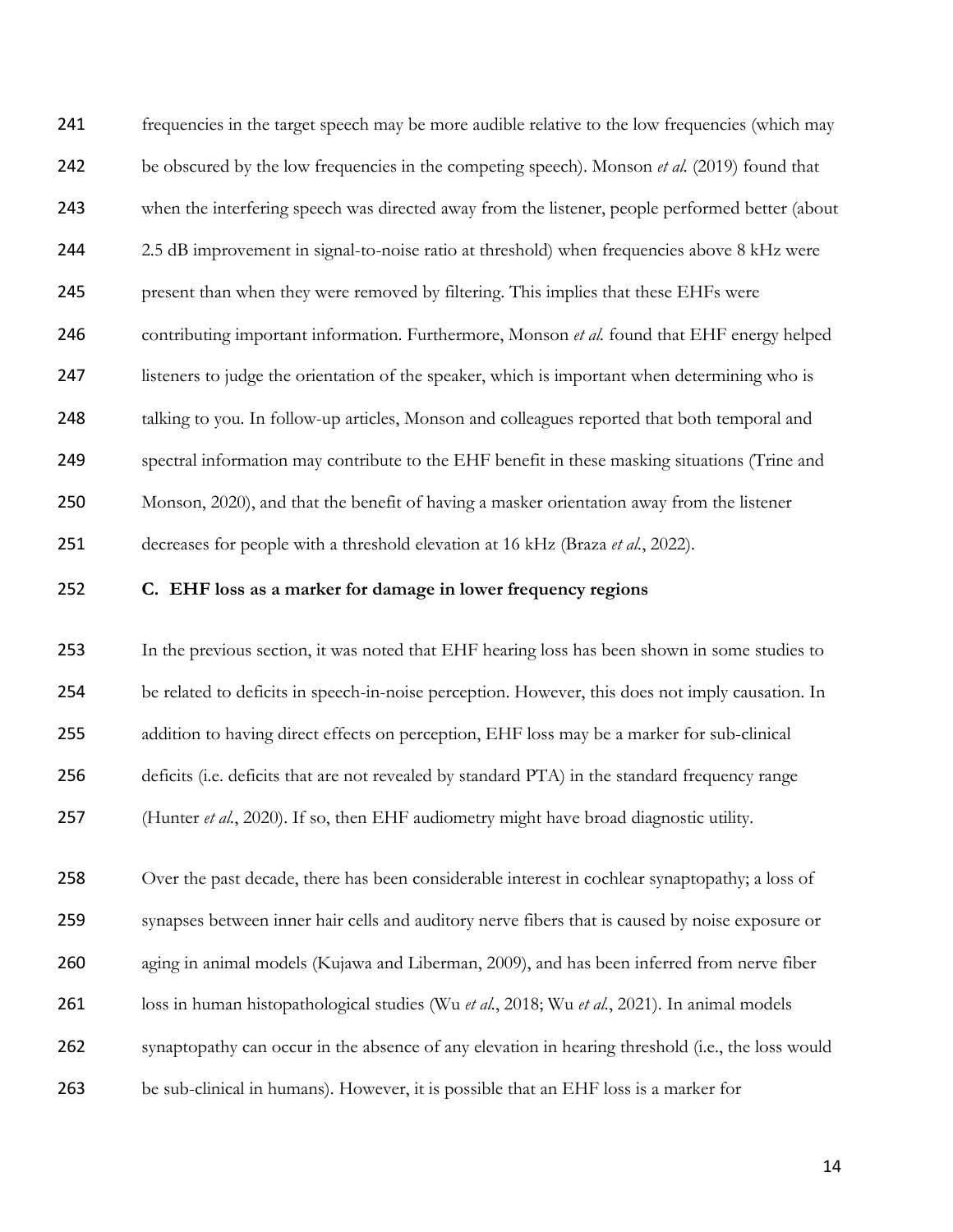frequencies in the target speech may be more audible relative to the low frequencies (which may be obscured by the low frequencies in the competing speech). Monson *et al.* (2019) found that when the interfering speech was directed away from the listener, people performed better (about 2.5 dB improvement in signal-to-noise ratio at threshold) when frequencies above 8 kHz were present than when they were removed by filtering. This implies that these EHFs were contributing important information. Furthermore, Monson *et al.* found that EHF energy helped listeners to judge the orientation of the speaker, which is important when determining who is talking to you. In follow-up articles, Monson and colleagues reported that both temporal and spectral information may contribute to the EHF benefit in these masking situations (Trine and Monson, 2020), and that the benefit of having a masker orientation away from the listener decreases for people with a threshold elevation at 16 kHz (Braza *et al.*, 2022).

### C. EHF loss as a marker for damage in lower frequency regions

In the previous section, it was noted that EHF hearing loss has been shown in some studies to be related to deficits in speech-in-noise perception. However, this does not imply causation. In addition to having direct effects on perception, EHF loss may be a marker for sub-clinical deficits (i.e. deficits that are not revealed by standard PTA) in the standard frequency range (Hunter *et al.*, 2020). If so, then EHF audiometry might have broad diagnostic utility.

Over the past decade, there has been considerable interest in cochlear synaptopathy; a loss of synapses between inner hair cells and auditory nerve fibers that is caused by noise exposure or aging in animal models (Kujawa and Liberman, 2009), and has been inferred from nerve fiber loss in human histopathological studies (Wu *et al.*, 2018; Wu *et al.*, 2021). In animal models synaptopathy can occur in the absence of any elevation in hearing threshold (i.e., the loss would be sub-clinical in humans). However, it is possible that an EHF loss is a marker for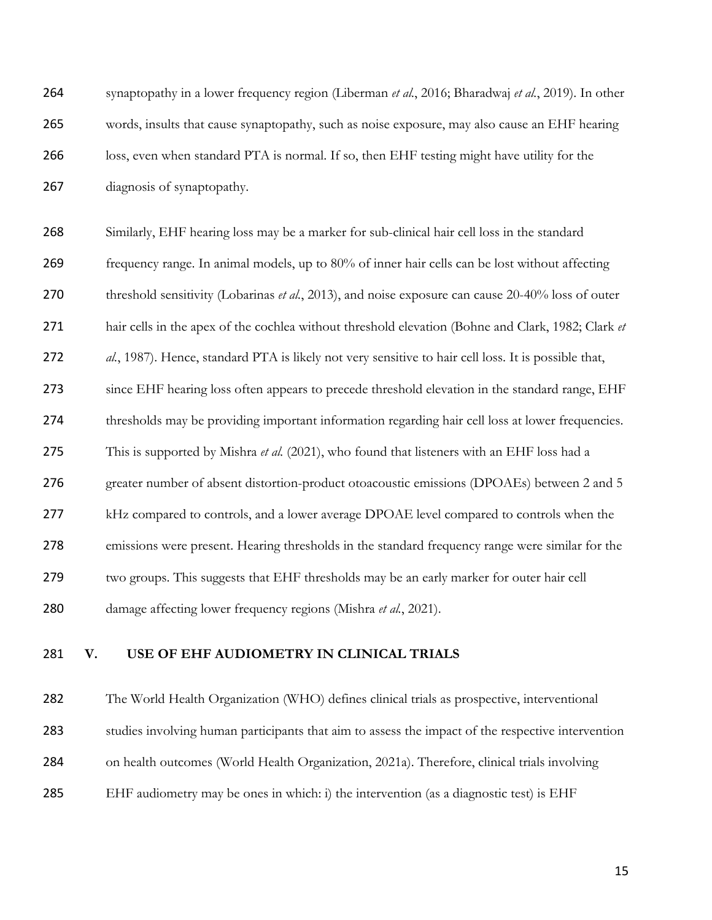synaptopathy in a lower frequency region (Liberman *et al.*, 2016; Bharadwaj *et al.*, 2019). In other words, insults that cause synaptopathy, such as noise exposure, may also cause an EHF hearing loss, even when standard PTA is normal. If so, then EHF testing might have utility for the diagnosis of synaptopathy.

Similarly, EHF hearing loss may be a marker for sub-clinical hair cell loss in the standard frequency range. In animal models, up to 80% of inner hair cells can be lost without affecting threshold sensitivity (Lobarinas *et al.*, 2013), and noise exposure can cause 20-40% loss of outer hair cells in the apex of the cochlea without threshold elevation (Bohne and Clark, 1982; Clark *et al.*, 1987). Hence, standard PTA is likely not very sensitive to hair cell loss. It is possible that, since EHF hearing loss often appears to precede threshold elevation in the standard range, EHF thresholds may be providing important information regarding hair cell loss at lower frequencies. This is supported by Mishra *et al.* (2021), who found that listeners with an EHF loss had a greater number of absent distortion-product otoacoustic emissions (DPOAEs) between 2 and 5 kHz compared to controls, and a lower average DPOAE level compared to controls when the emissions were present. Hearing thresholds in the standard frequency range were similar for the two groups. This suggests that EHF thresholds may be an early marker for outer hair cell damage affecting lower frequency regions (Mishra *et al.*, 2021).

## V. USE OF EHF AUDIOMETRY IN CLINICAL TRIALS

The World Health Organization (WHO) defines clinical trials as prospective, interventional studies involving human participants that aim to assess the impact of the respective intervention on health outcomes (World Health Organization, 2021a). Therefore, clinical trials involving EHF audiometry may be ones in which: i) the intervention (as a diagnostic test) is EHF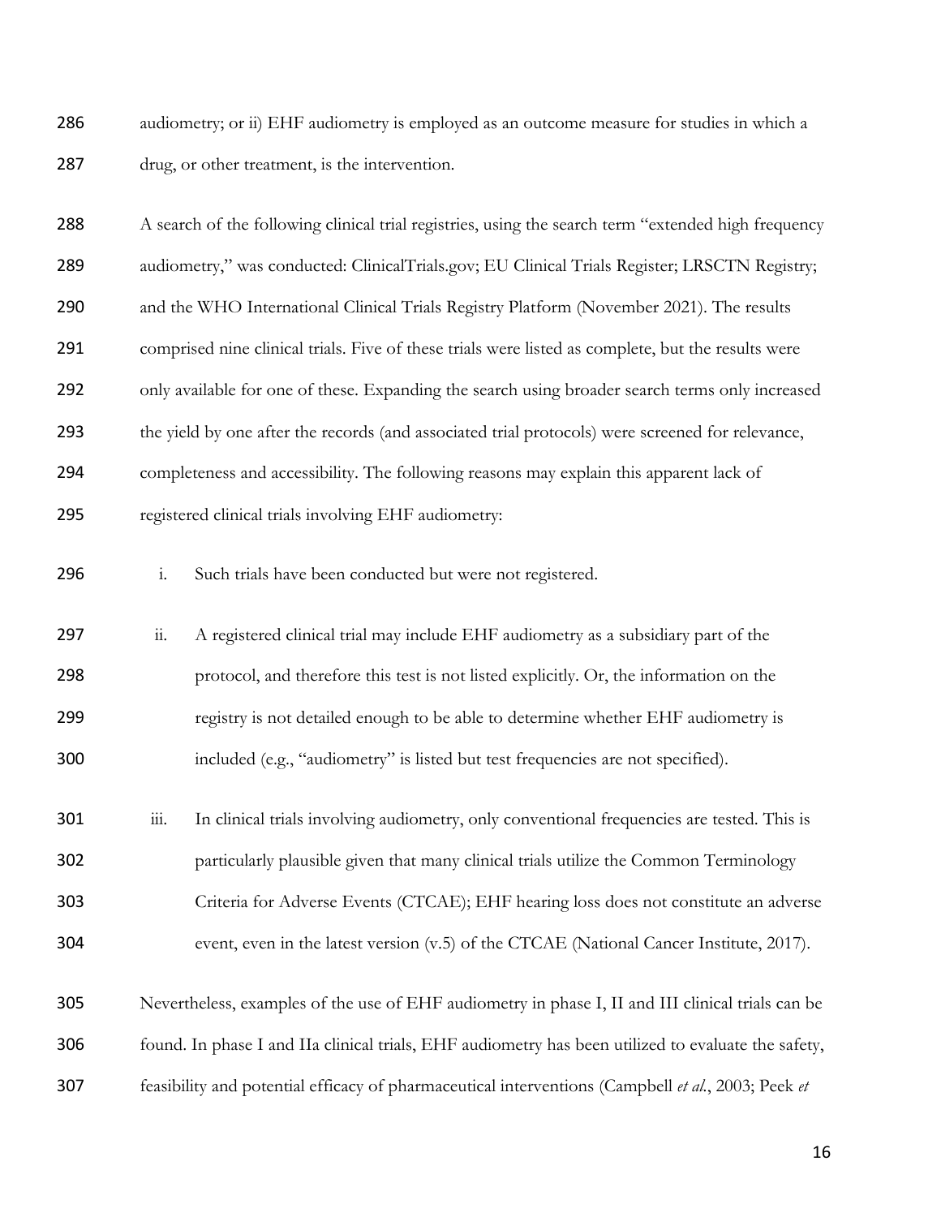audiometry; or ii) EHF audiometry is employed as an outcome measure for studies in which a drug, or other treatment, is the intervention.

A search of the following clinical trial registries, using the search term "extended high frequency audiometry," was conducted: ClinicalTrials.gov; EU Clinical Trials Register; LRSCTN Registry; and the WHO International Clinical Trials Registry Platform (November 2021). The results comprised nine clinical trials. Five of these trials were listed as complete, but the results were only available for one of these. Expanding the search using broader search terms only increased the yield by one after the records (and associated trial protocols) were screened for relevance, completeness and accessibility. The following reasons may explain this apparent lack of registered clinical trials involving EHF audiometry:

i. Such trials have been conducted but were not registered.

ii. A registered clinical trial may include EHF audiometry as a subsidiary part of the protocol, and therefore this test is not listed explicitly. Or, the information on the registry is not detailed enough to be able to determine whether EHF audiometry is included (e.g., "audiometry" is listed but test frequencies are not specified).

iii. In clinical trials involving audiometry, only conventional frequencies are tested. This is particularly plausible given that many clinical trials utilize the Common Terminology Criteria for Adverse Events (CTCAE); EHF hearing loss does not constitute an adverse event, even in the latest version (v.5) of the CTCAE (National Cancer Institute, 2017).

Nevertheless, examples of the use of EHF audiometry in phase I, II and III clinical trials can be found. In phase I and IIa clinical trials, EHF audiometry has been utilized to evaluate the safety, feasibility and potential efficacy of pharmaceutical interventions (Campbell *et al.*, 2003; Peek *et*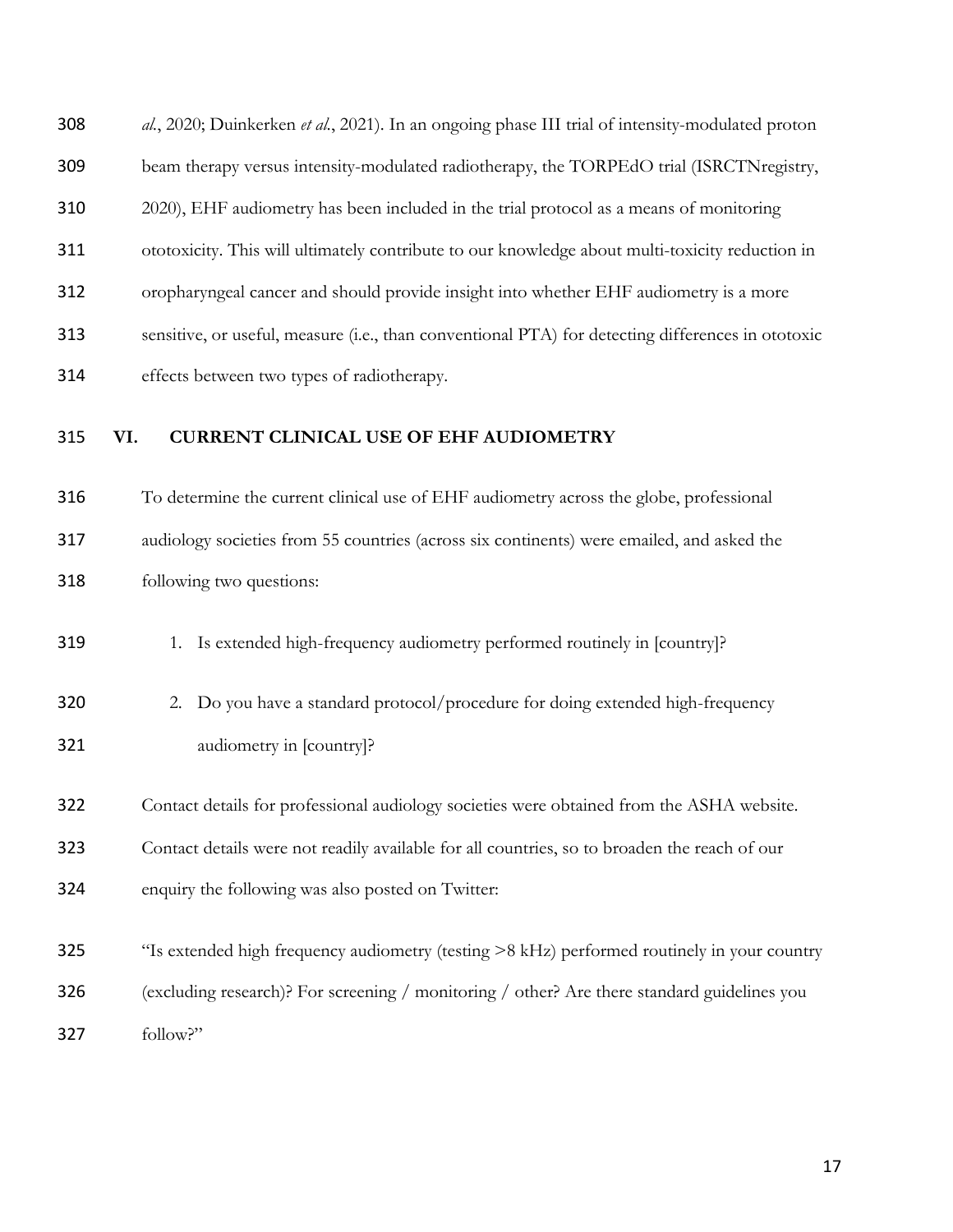*al*., 2020; Duinkerken *et al*., 2021). In an ongoing phase III trial of intensity-modulated proton beam therapy versus intensity-modulated radiotherapy, the TORPEdO trial (ISRCTNregistry, 2020), EHF audiometry has been included in the trial protocol as a means of monitoring ototoxicity. This will ultimately contribute to our knowledge about multi-toxicity reduction in oropharyngeal cancer and should provide insight into whether EHF audiometry is a more sensitive, or useful, measure (i.e., than conventional PTA) for detecting differences in ototoxic effects between two types of radiotherapy.

## VI. CURRENT CLINICAL USE OF EHF AUDIOMETRY

To determine the current clinical use of EHF audiometry across the globe, professional audiology societies from 55 countries (across six continents) were emailed, and asked the following two questions:

1. Is extended high-frequency audiometry performed routinely in [country]?
2. Do you have a standard protocol/procedure for doing extended high-frequency audiometry in [country]?

Contact details for professional audiology societies were obtained from the ASHA website. Contact details were not readily available for all countries, so to broaden the reach of our enquiry the following was also posted on Twitter:

"Is extended high frequency audiometry (testing >8 kHz) performed routinely in your country (excluding research)? For screening / monitoring / other? Are there standard guidelines you follow?"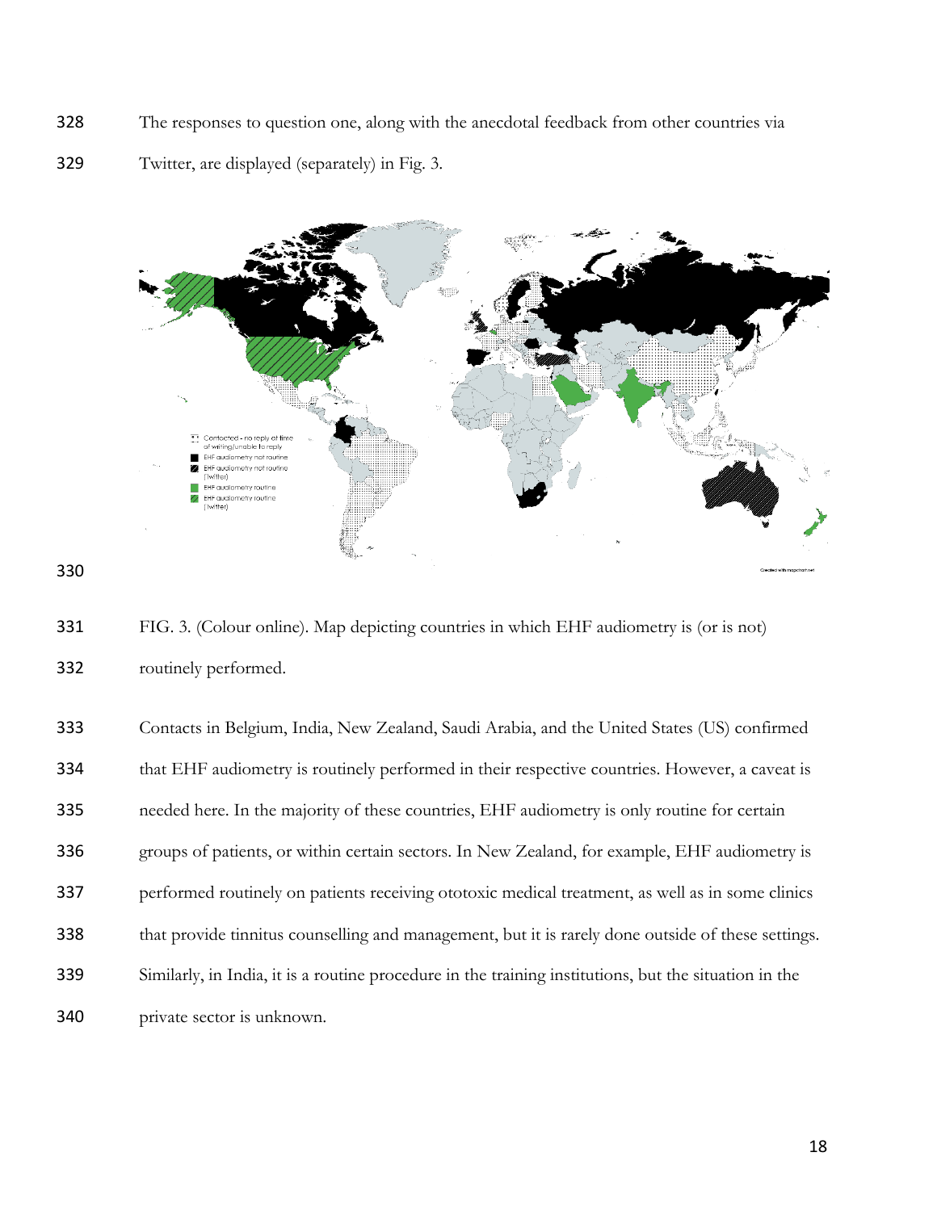The responses to question one, along with the anecdotal feedback from other countries via Twitter, are displayed (separately) in Fig. 3.

FIG. 3. (Colour online). Map depicting countries in which EHF audiometry is (or is not) routinely performed.

Contacts in Belgium, India, New Zealand, Saudi Arabia, and the United States (US) confirmed that EHF audiometry is routinely performed in their respective countries. However, a caveat is needed here. In the majority of these countries, EHF audiometry is only routine for certain groups of patients, or within certain sectors. In New Zealand, for example, EHF audiometry is performed routinely on patients receiving ototoxic medical treatment, as well as in some clinics that provide tinnitus counselling and management, but it is rarely done outside of these settings. Similarly, in India, it is a routine procedure in the training institutions, but the situation in the private sector is unknown.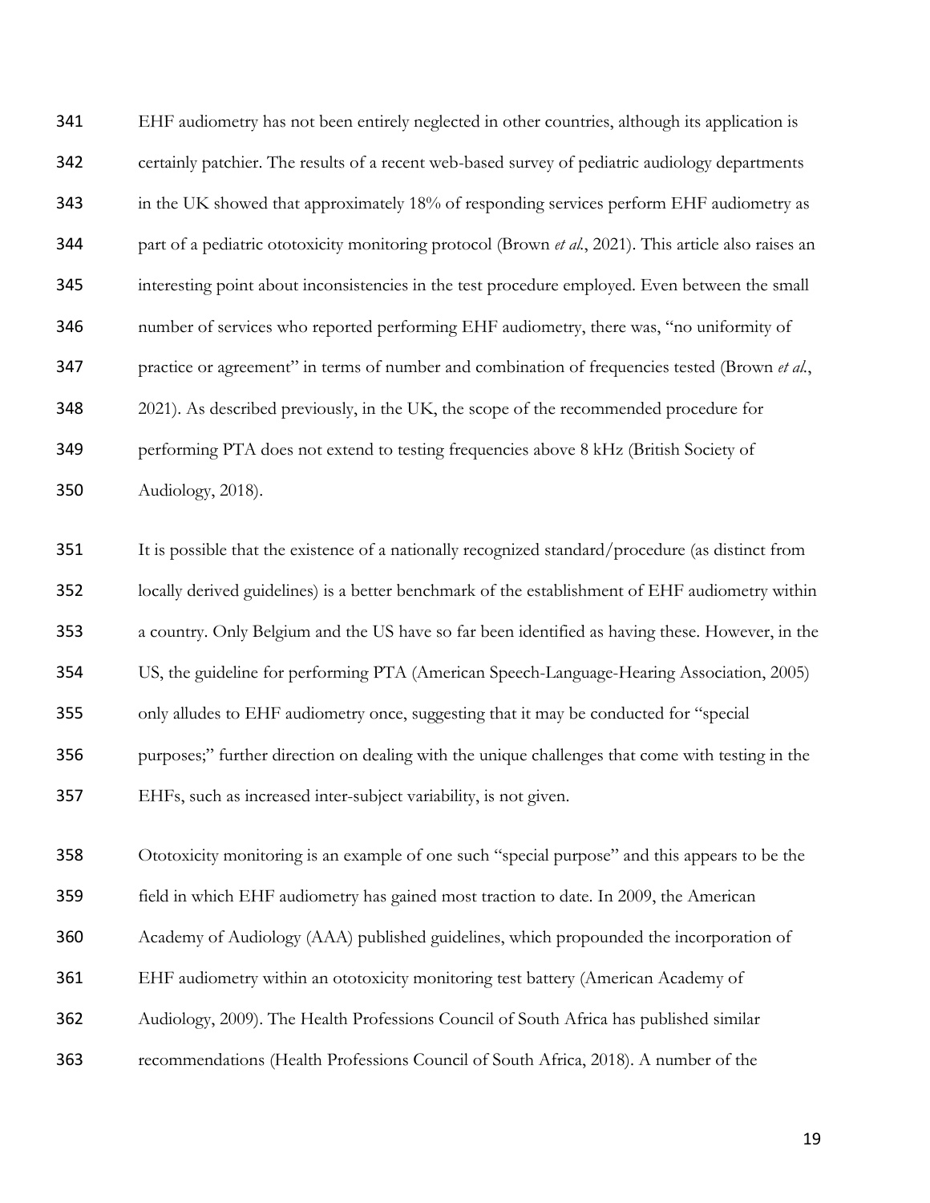EHF audiometry has not been entirely neglected in other countries, although its application is certainly patchier. The results of a recent web-based survey of pediatric audiology departments in the UK showed that approximately 18% of responding services perform EHF audiometry as part of a pediatric ototoxicity monitoring protocol (Brown *et al.*, 2021). This article also raises an interesting point about inconsistencies in the test procedure employed. Even between the small number of services who reported performing EHF audiometry, there was, "no uniformity of practice or agreement" in terms of number and combination of frequencies tested (Brown *et al.*, 2021). As described previously, in the UK, the scope of the recommended procedure for performing PTA does not extend to testing frequencies above 8 kHz (British Society of Audiology, 2018).

It is possible that the existence of a nationally recognized standard/procedure (as distinct from locally derived guidelines) is a better benchmark of the establishment of EHF audiometry within a country. Only Belgium and the US have so far been identified as having these. However, in the US, the guideline for performing PTA (American Speech-Language-Hearing Association, 2005) only alludes to EHF audiometry once, suggesting that it may be conducted for "special purposes;" further direction on dealing with the unique challenges that come with testing in the EHFs, such as increased inter-subject variability, is not given.

Ototoxicity monitoring is an example of one such "special purpose" and this appears to be the field in which EHF audiometry has gained most traction to date. In 2009, the American Academy of Audiology (AAA) published guidelines, which propounded the incorporation of EHF audiometry within an ototoxicity monitoring test battery (American Academy of Audiology, 2009). The Health Professions Council of South Africa has published similar recommendations (Health Professions Council of South Africa, 2018). A number of the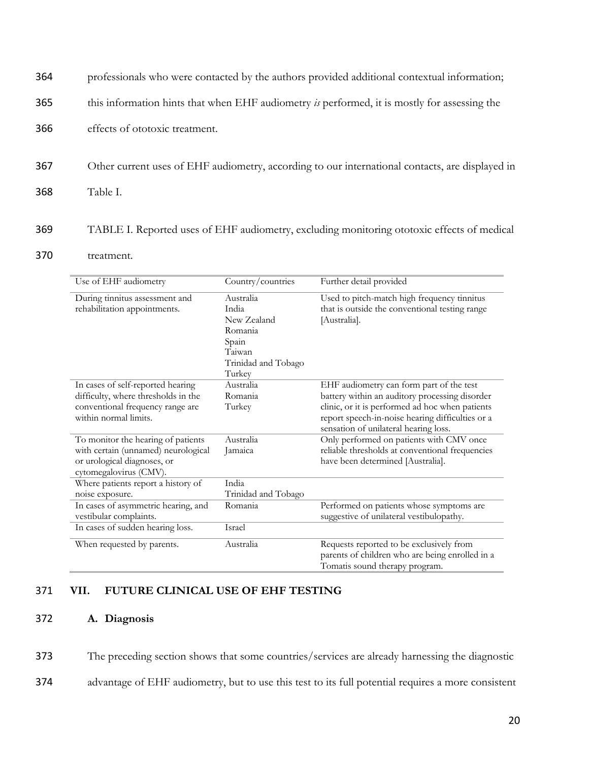professionals who were contacted by the authors provided additional contextual information; this information hints that when EHF audiometry *is* performed, it is mostly for assessing the effects of ototoxic treatment.

Other current uses of EHF audiometry, according to our international contacts, are displayed in Table I.

TABLE I. Reported uses of EHF audiometry, excluding monitoring ototoxic effects of medical treatment.

| Use of EHF audiometry | Country/countries | Further detail provided |
|---|---|---|
| During tinnitus assessment and rehabilitation appointments. | Australia<br>India<br>New Zealand<br>Romania<br>Spain<br>Taiwan<br>Trinidad and Tobago<br>Turkey | Used to pitch-match high frequency tinnitus that is outside the conventional testing range [Australia]. |
| In cases of self-reported hearing difficulty, where thresholds in the conventional frequency range are within normal limits. | Australia<br>Romania<br>Turkey | EHF audiometry can form part of the test battery within an auditory processing disorder clinic, or it is performed ad hoc when patients report speech-in-noise hearing difficulties or a sensation of unilateral hearing loss. |
| To monitor the hearing of patients with certain (unnamed) neurological or urological diagnoses, or cytomegalovirus (CMV). | Australia<br>Jamaica | Only performed on patients with CMV once reliable thresholds at conventional frequencies have been determined [Australia]. |
| Where patients report a history of noise exposure. | India<br>Trinidad and Tobago | |
| In cases of asymmetric hearing, and vestibular complaints. | Romania | Performed on patients whose symptoms are suggestive of unilateral vestibulopathy. |
| In cases of sudden hearing loss. | Israel | |
| When requested by parents. | Australia | Requests reported to be exclusively from parents of children who are being enrolled in a Tomatis sound therapy program. |

## VII. FUTURE CLINICAL USE OF EHF TESTING

### A. Diagnosis

The preceding section shows that some countries/services are already harnessing the diagnostic advantage of EHF audiometry, but to use this test to its full potential requires a more consistent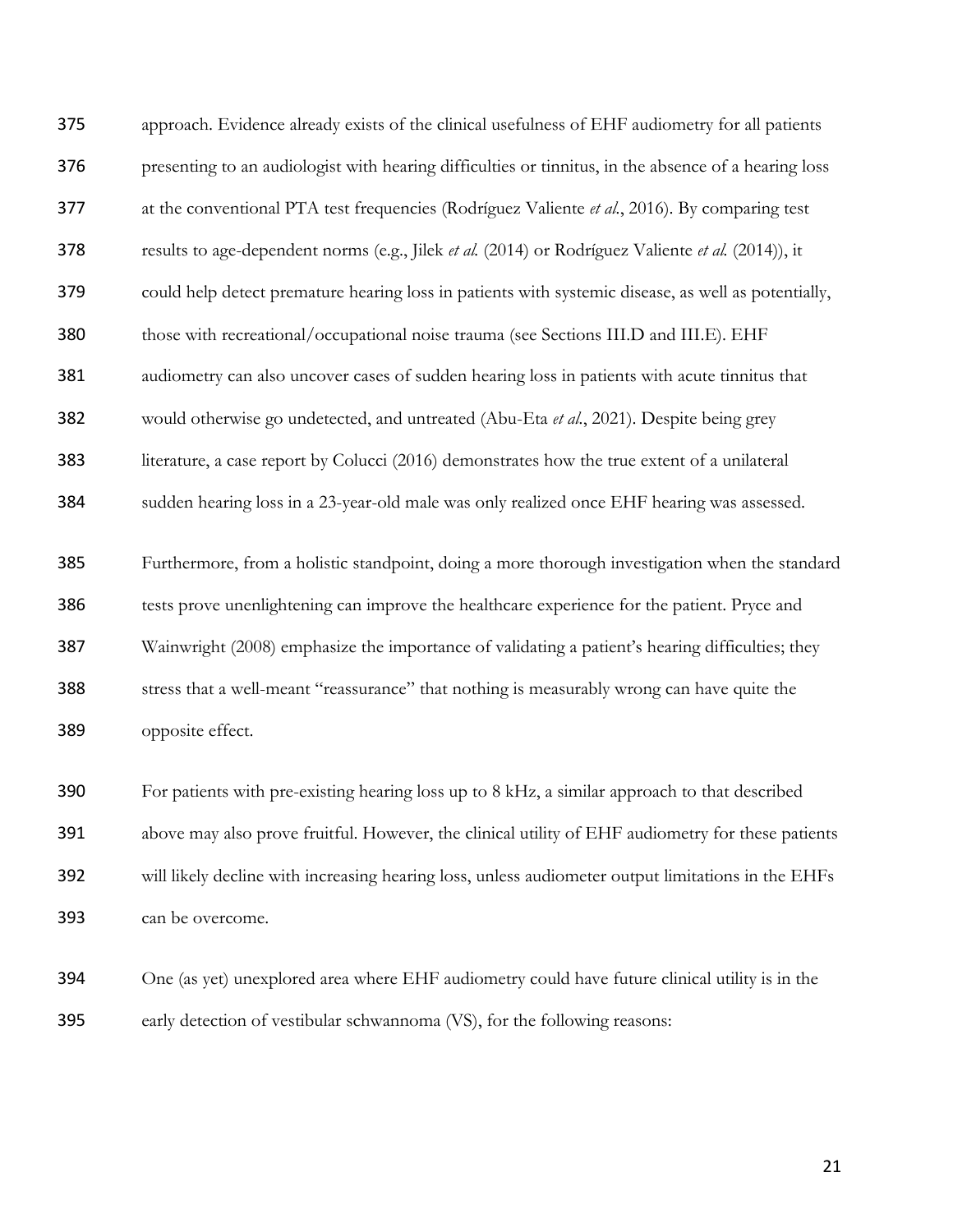approach. Evidence already exists of the clinical usefulness of EHF audiometry for all patients presenting to an audiologist with hearing difficulties or tinnitus, in the absence of a hearing loss at the conventional PTA test frequencies (Rodríguez Valiente *et al.*, 2016). By comparing test results to age-dependent norms (e.g., Jilek *et al.* (2014) or Rodríguez Valiente *et al.* (2014)), it could help detect premature hearing loss in patients with systemic disease, as well as potentially, those with recreational/occupational noise trauma (see Sections III.D and III.E). EHF audiometry can also uncover cases of sudden hearing loss in patients with acute tinnitus that would otherwise go undetected, and untreated (Abu-Eta *et al.*, 2021). Despite being grey literature, a case report by Colucci (2016) demonstrates how the true extent of a unilateral sudden hearing loss in a 23-year-old male was only realized once EHF hearing was assessed.

Furthermore, from a holistic standpoint, doing a more thorough investigation when the standard tests prove unenlightening can improve the healthcare experience for the patient. Pryce and Wainwright (2008) emphasize the importance of validating a patient's hearing difficulties; they stress that a well-meant "reassurance" that nothing is measurably wrong can have quite the opposite effect.

For patients with pre-existing hearing loss up to 8 kHz, a similar approach to that described above may also prove fruitful. However, the clinical utility of EHF audiometry for these patients will likely decline with increasing hearing loss, unless audiometer output limitations in the EHFs can be overcome.

One (as yet) unexplored area where EHF audiometry could have future clinical utility is in the early detection of vestibular schwannoma (VS), for the following reasons: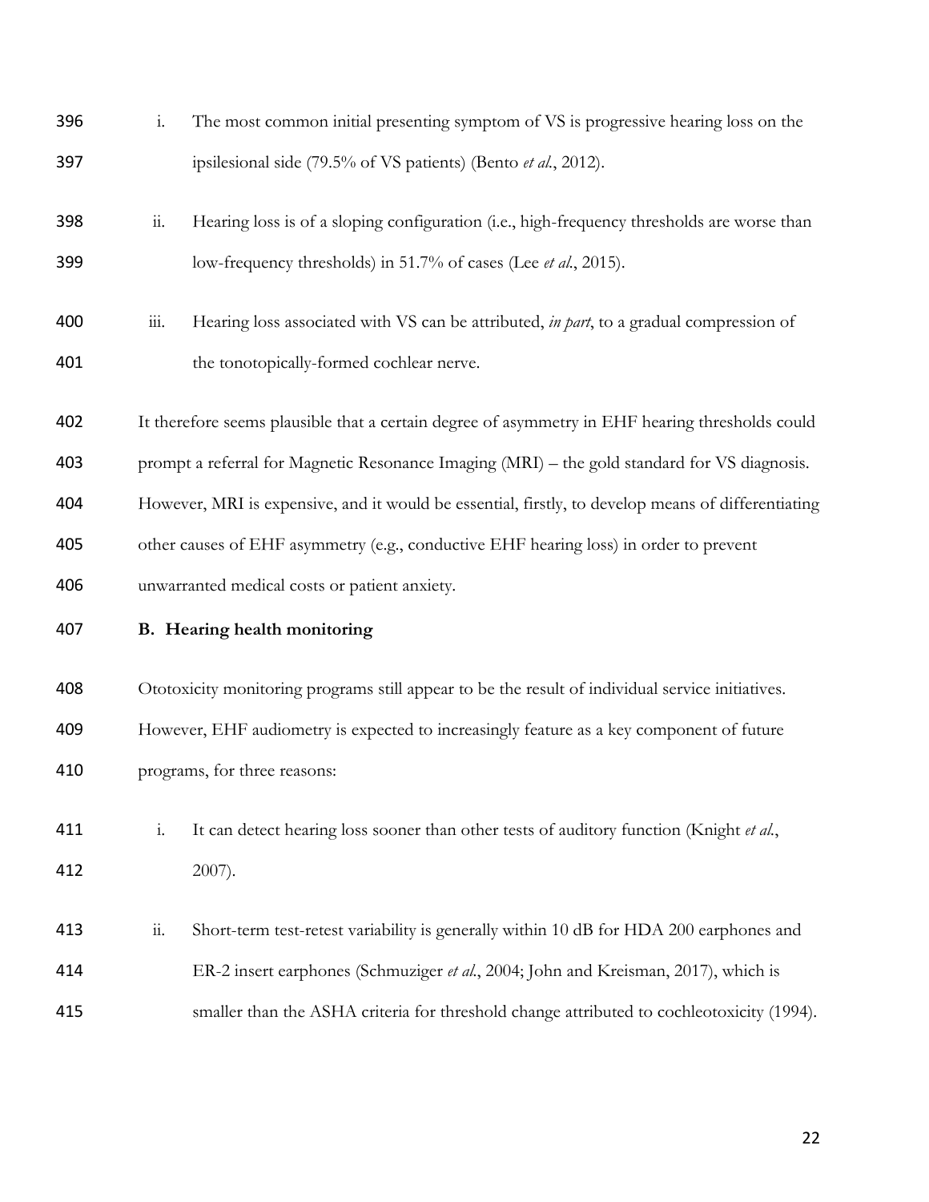i. The most common initial presenting symptom of VS is progressive hearing loss on the ipsilesional side (79.5% of VS patients) (Bento *et al.*, 2012).

ii. Hearing loss is of a sloping configuration (i.e., high-frequency thresholds are worse than low-frequency thresholds) in 51.7% of cases (Lee *et al.*, 2015).

iii. Hearing loss associated with VS can be attributed, *in part*, to a gradual compression of the tonotopically-formed cochlear nerve.

It therefore seems plausible that a certain degree of asymmetry in EHF hearing thresholds could prompt a referral for Magnetic Resonance Imaging (MRI) – the gold standard for VS diagnosis. However, MRI is expensive, and it would be essential, firstly, to develop means of differentiating other causes of EHF asymmetry (e.g., conductive EHF hearing loss) in order to prevent unwarranted medical costs or patient anxiety.

### B. Hearing health monitoring

Ototoxicity monitoring programs still appear to be the result of individual service initiatives. However, EHF audiometry is expected to increasingly feature as a key component of future programs, for three reasons:

i. It can detect hearing loss sooner than other tests of auditory function (Knight *et al.*, 2007).

ii. Short-term test-retest variability is generally within 10 dB for HDA 200 earphones and ER-2 insert earphones (Schmuziger *et al.*, 2004; John and Kreisman, 2017), which is smaller than the ASHA criteria for threshold change attributed to cochleotoxicity (1994).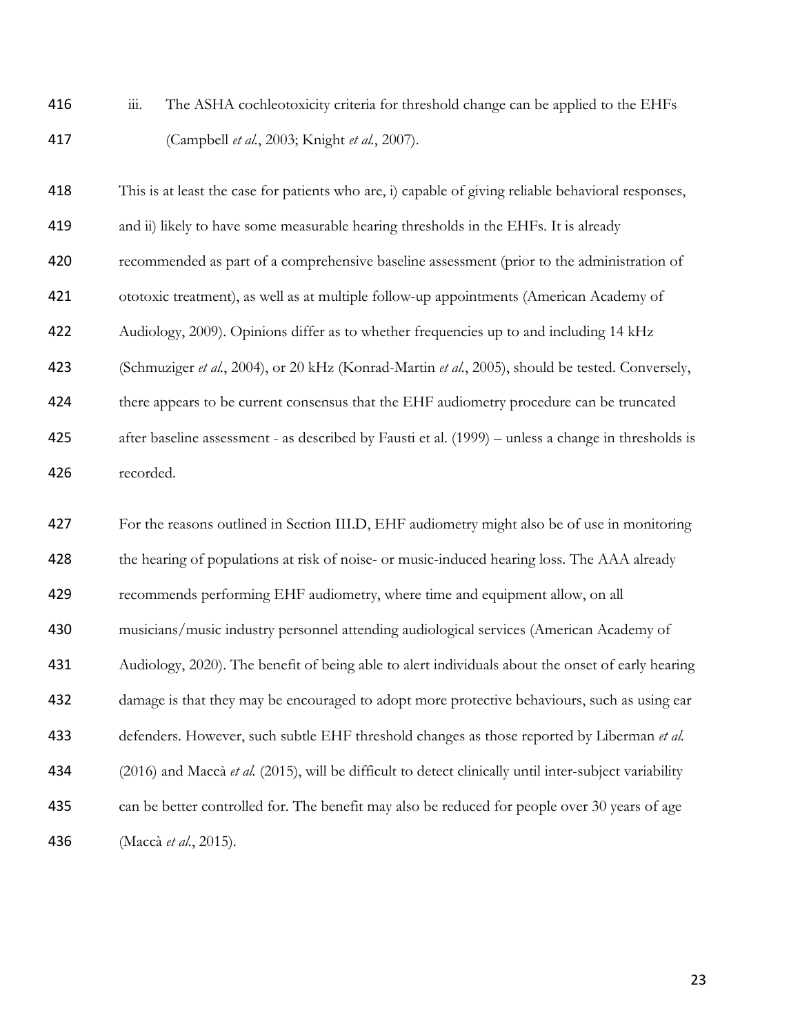iii. The ASHA cochleotoxicity criteria for threshold change can be applied to the EHFs (Campbell *et al.*, 2003; Knight *et al.*, 2007).

This is at least the case for patients who are, i) capable of giving reliable behavioral responses, and ii) likely to have some measurable hearing thresholds in the EHFs. It is already recommended as part of a comprehensive baseline assessment (prior to the administration of ototoxic treatment), as well as at multiple follow-up appointments (American Academy of Audiology, 2009). Opinions differ as to whether frequencies up to and including 14 kHz (Schmuziger *et al.*, 2004), or 20 kHz (Konrad-Martin *et al.*, 2005), should be tested. Conversely, there appears to be current consensus that the EHF audiometry procedure can be truncated after baseline assessment - as described by Fausti et al. (1999) – unless a change in thresholds is recorded.

For the reasons outlined in Section III.D, EHF audiometry might also be of use in monitoring the hearing of populations at risk of noise- or music-induced hearing loss. The AAA already recommends performing EHF audiometry, where time and equipment allow, on all musicians/music industry personnel attending audiological services (American Academy of Audiology, 2020). The benefit of being able to alert individuals about the onset of early hearing damage is that they may be encouraged to adopt more protective behaviours, such as using ear defenders. However, such subtle EHF threshold changes as those reported by Liberman *et al.* (2016) and Maccà *et al.* (2015), will be difficult to detect clinically until inter-subject variability can be better controlled for. The benefit may also be reduced for people over 30 years of age (Maccà *et al.*, 2015).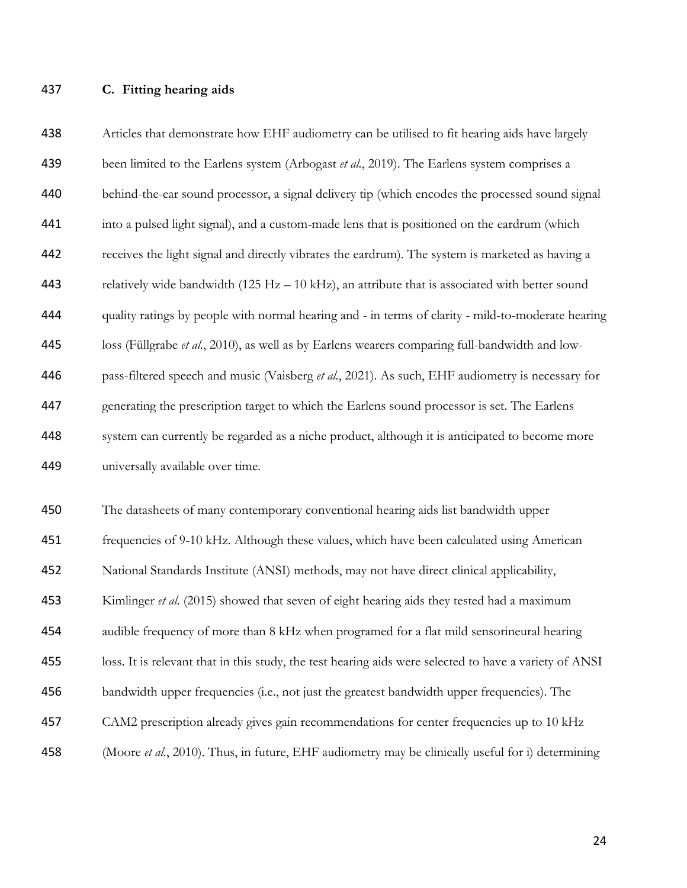### C. Fitting hearing aids

Articles that demonstrate how EHF audiometry can be utilised to fit hearing aids have largely been limited to the Earlens system (Arbogast *et al.*, 2019). The Earlens system comprises a behind-the-ear sound processor, a signal delivery tip (which encodes the processed sound signal into a pulsed light signal), and a custom-made lens that is positioned on the eardrum (which receives the light signal and directly vibrates the eardrum). The system is marketed as having a relatively wide bandwidth (125 Hz – 10 kHz), an attribute that is associated with better sound quality ratings by people with normal hearing and - in terms of clarity - mild-to-moderate hearing loss (Füllgrabe *et al.*, 2010), as well as by Earlens wearers comparing full-bandwidth and low-pass-filtered speech and music (Vaisberg *et al.*, 2021). As such, EHF audiometry is necessary for generating the prescription target to which the Earlens sound processor is set. The Earlens system can currently be regarded as a niche product, although it is anticipated to become more universally available over time.

The datasheets of many contemporary conventional hearing aids list bandwidth upper frequencies of 9-10 kHz. Although these values, which have been calculated using American National Standards Institute (ANSI) methods, may not have direct clinical applicability, Kimlinger *et al.* (2015) showed that seven of eight hearing aids they tested had a maximum audible frequency of more than 8 kHz when programed for a flat mild sensorineural hearing loss. It is relevant that in this study, the test hearing aids were selected to have a variety of ANSI bandwidth upper frequencies (i.e., not just the greatest bandwidth upper frequencies). The CAM2 prescription already gives gain recommendations for center frequencies up to 10 kHz (Moore *et al.*, 2010). Thus, in future, EHF audiometry may be clinically useful for i) determining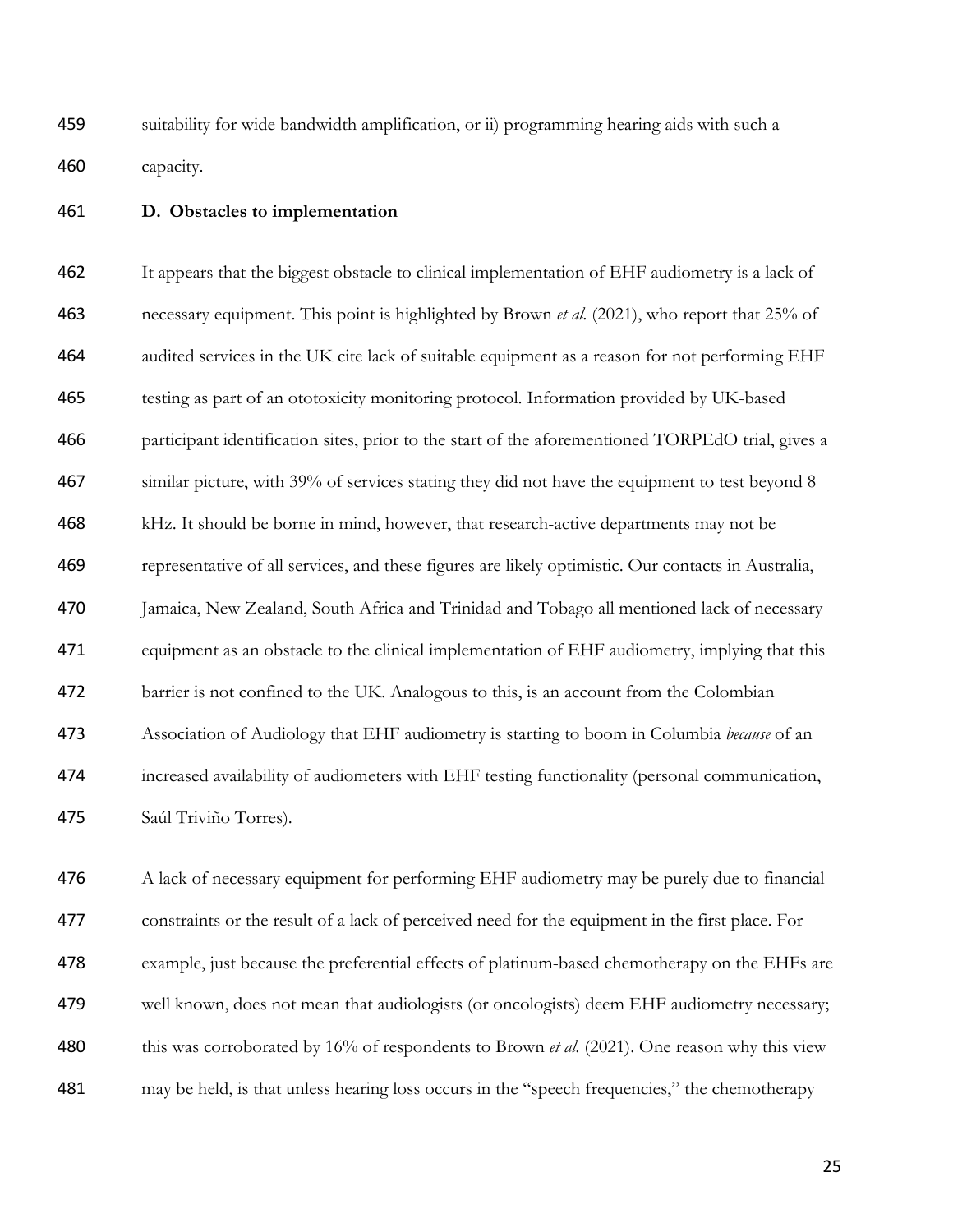suitability for wide bandwidth amplification, or ii) programming hearing aids with such a capacity.

### D. Obstacles to implementation

It appears that the biggest obstacle to clinical implementation of EHF audiometry is a lack of necessary equipment. This point is highlighted by Brown *et al.* (2021), who report that 25% of audited services in the UK cite lack of suitable equipment as a reason for not performing EHF testing as part of an ototoxicity monitoring protocol. Information provided by UK-based participant identification sites, prior to the start of the aforementioned TORPEdO trial, gives a similar picture, with 39% of services stating they did not have the equipment to test beyond 8 kHz. It should be borne in mind, however, that research-active departments may not be representative of all services, and these figures are likely optimistic. Our contacts in Australia, Jamaica, New Zealand, South Africa and Trinidad and Tobago all mentioned lack of necessary equipment as an obstacle to the clinical implementation of EHF audiometry, implying that this barrier is not confined to the UK. Analogous to this, is an account from the Colombian Association of Audiology that EHF audiometry is starting to boom in Columbia *because* of an increased availability of audiometers with EHF testing functionality (personal communication, Saúl Triviño Torres).

A lack of necessary equipment for performing EHF audiometry may be purely due to financial constraints or the result of a lack of perceived need for the equipment in the first place. For example, just because the preferential effects of platinum-based chemotherapy on the EHFs are well known, does not mean that audiologists (or oncologists) deem EHF audiometry necessary; this was corroborated by 16% of respondents to Brown *et al.* (2021). One reason why this view may be held, is that unless hearing loss occurs in the "speech frequencies," the chemotherapy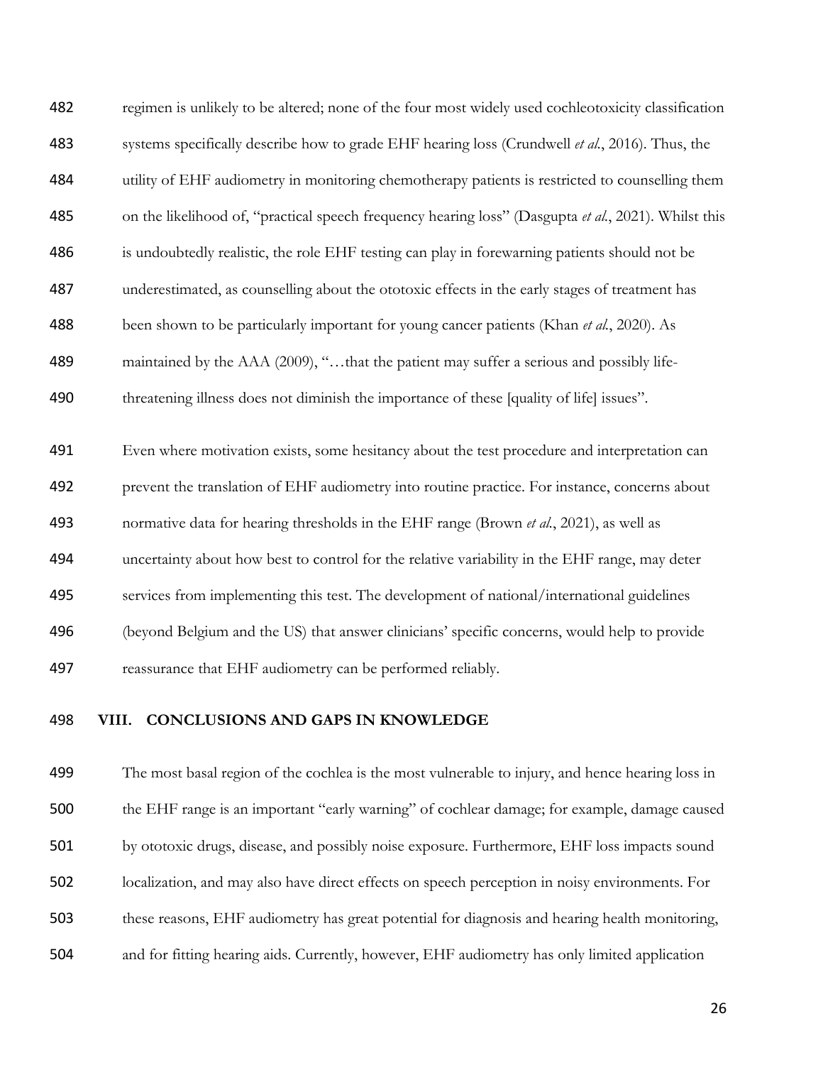regimen is unlikely to be altered; none of the four most widely used cochleotoxicity classification systems specifically describe how to grade EHF hearing loss (Crundwell *et al.*, 2016). Thus, the utility of EHF audiometry in monitoring chemotherapy patients is restricted to counselling them on the likelihood of, "practical speech frequency hearing loss" (Dasgupta *et al.*, 2021). Whilst this is undoubtedly realistic, the role EHF testing can play in forewarning patients should not be underestimated, as counselling about the ototoxic effects in the early stages of treatment has been shown to be particularly important for young cancer patients (Khan *et al.*, 2020). As maintained by the AAA (2009), "…that the patient may suffer a serious and possibly life-threatening illness does not diminish the importance of these [quality of life] issues".

Even where motivation exists, some hesitancy about the test procedure and interpretation can prevent the translation of EHF audiometry into routine practice. For instance, concerns about normative data for hearing thresholds in the EHF range (Brown *et al.*, 2021), as well as uncertainty about how best to control for the relative variability in the EHF range, may deter services from implementing this test. The development of national/international guidelines (beyond Belgium and the US) that answer clinicians' specific concerns, would help to provide reassurance that EHF audiometry can be performed reliably.

## VIII. CONCLUSIONS AND GAPS IN KNOWLEDGE

The most basal region of the cochlea is the most vulnerable to injury, and hence hearing loss in the EHF range is an important "early warning" of cochlear damage; for example, damage caused by ototoxic drugs, disease, and possibly noise exposure. Furthermore, EHF loss impacts sound localization, and may also have direct effects on speech perception in noisy environments. For these reasons, EHF audiometry has great potential for diagnosis and hearing health monitoring, and for fitting hearing aids. Currently, however, EHF audiometry has only limited application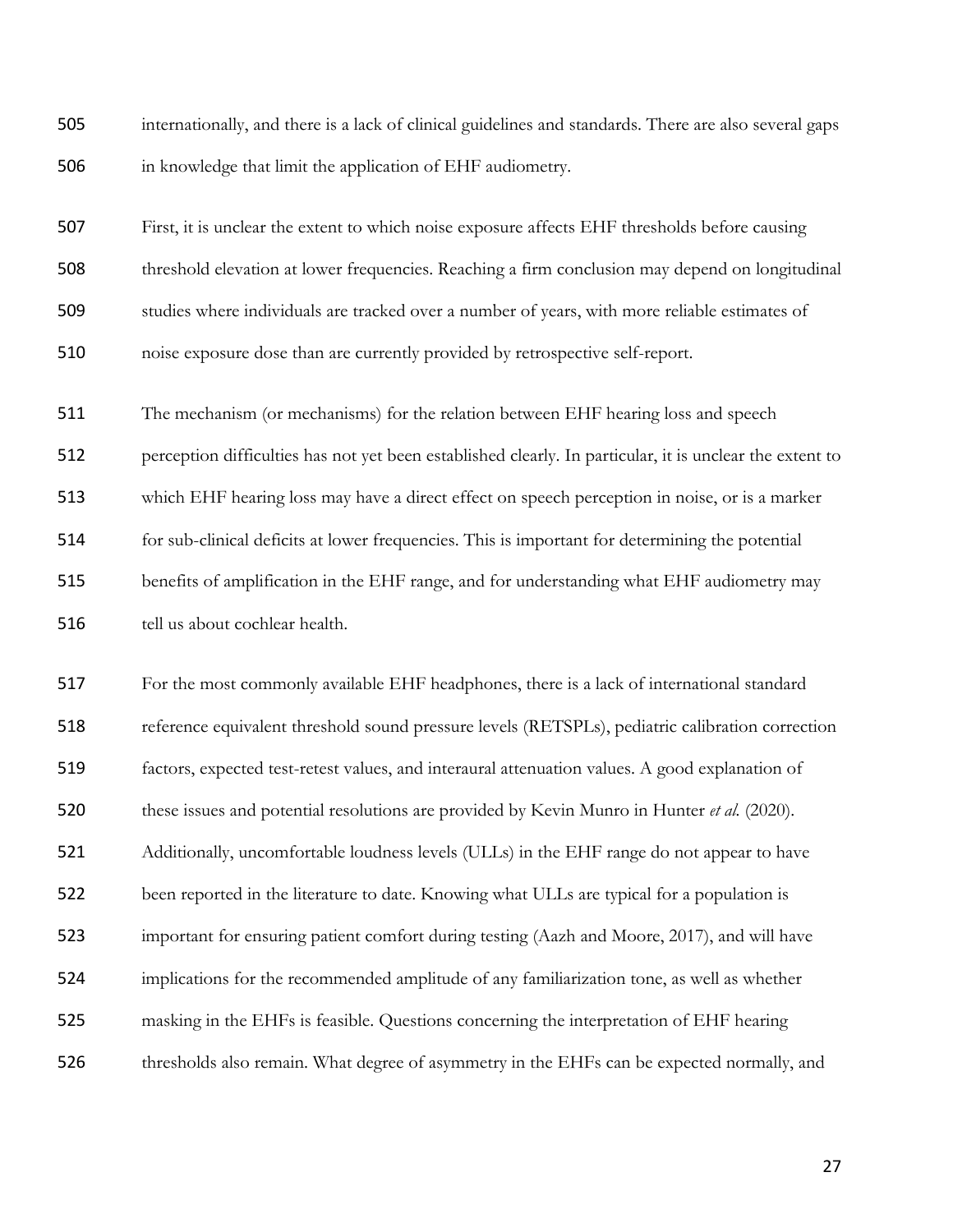internationally, and there is a lack of clinical guidelines and standards. There are also several gaps in knowledge that limit the application of EHF audiometry.

First, it is unclear the extent to which noise exposure affects EHF thresholds before causing threshold elevation at lower frequencies. Reaching a firm conclusion may depend on longitudinal studies where individuals are tracked over a number of years, with more reliable estimates of noise exposure dose than are currently provided by retrospective self-report.

The mechanism (or mechanisms) for the relation between EHF hearing loss and speech perception difficulties has not yet been established clearly. In particular, it is unclear the extent to which EHF hearing loss may have a direct effect on speech perception in noise, or is a marker for sub-clinical deficits at lower frequencies. This is important for determining the potential benefits of amplification in the EHF range, and for understanding what EHF audiometry may tell us about cochlear health.

For the most commonly available EHF headphones, there is a lack of international standard reference equivalent threshold sound pressure levels (RETSPLs), pediatric calibration correction factors, expected test-retest values, and interaural attenuation values. A good explanation of these issues and potential resolutions are provided by Kevin Munro in Hunter *et al.* (2020). Additionally, uncomfortable loudness levels (ULLs) in the EHF range do not appear to have been reported in the literature to date. Knowing what ULLs are typical for a population is important for ensuring patient comfort during testing (Aazh and Moore, 2017), and will have implications for the recommended amplitude of any familiarization tone, as well as whether masking in the EHFs is feasible. Questions concerning the interpretation of EHF hearing thresholds also remain. What degree of asymmetry in the EHFs can be expected normally, and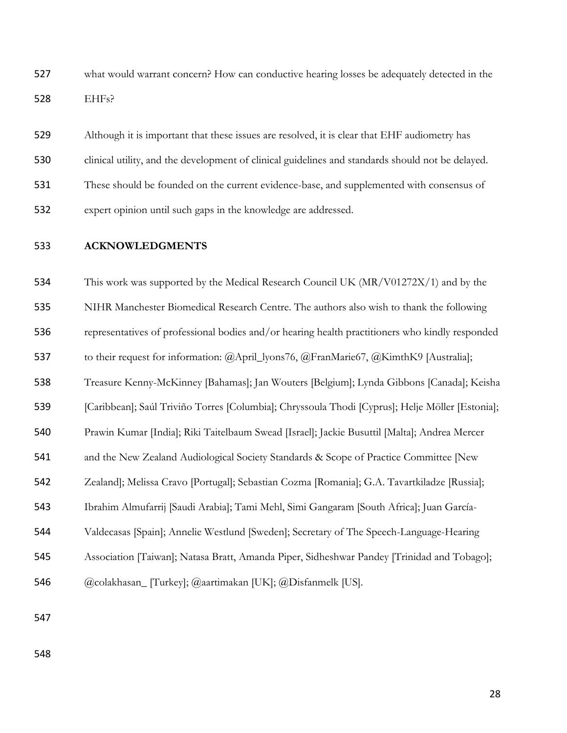what would warrant concern? How can conductive hearing losses be adequately detected in the EHFs?

Although it is important that these issues are resolved, it is clear that EHF audiometry has clinical utility, and the development of clinical guidelines and standards should not be delayed. These should be founded on the current evidence-base, and supplemented with consensus of expert opinion until such gaps in the knowledge are addressed.

## ACKNOWLEDGMENTS

This work was supported by the Medical Research Council UK (MR/V01272X/1) and by the NIHR Manchester Biomedical Research Centre. The authors also wish to thank the following representatives of professional bodies and/or hearing health practitioners who kindly responded to their request for information: @April_lyons76, @FranMarie67, @KimthK9 [Australia]; Treasure Kenny-McKinney [Bahamas]; Jan Wouters [Belgium]; Lynda Gibbons [Canada]; Keisha [Caribbean]; Saúl Triviño Torres [Columbia]; Chryssoula Thodi [Cyprus]; Helje Möller [Estonia]; Prawin Kumar [India]; Riki Taitelbaum Swead [Israel]; Jackie Busuttil [Malta]; Andrea Mercer and the New Zealand Audiological Society Standards & Scope of Practice Committee [New Zealand]; Melissa Cravo [Portugal]; Sebastian Cozma [Romania]; G.A. Tavartkiladze [Russia]; Ibrahim Almufarrij [Saudi Arabia]; Tami Mehl, Simi Gangaram [South Africa]; Juan García-Valdecasas [Spain]; Annelie Westlund [Sweden]; Secretary of The Speech-Language-Hearing Association [Taiwan]; Natasa Bratt, Amanda Piper, Sidheshwar Pandey [Trinidad and Tobago]; @colakhasan_ [Turkey]; @aartimakan [UK]; @Disfanmelk [US].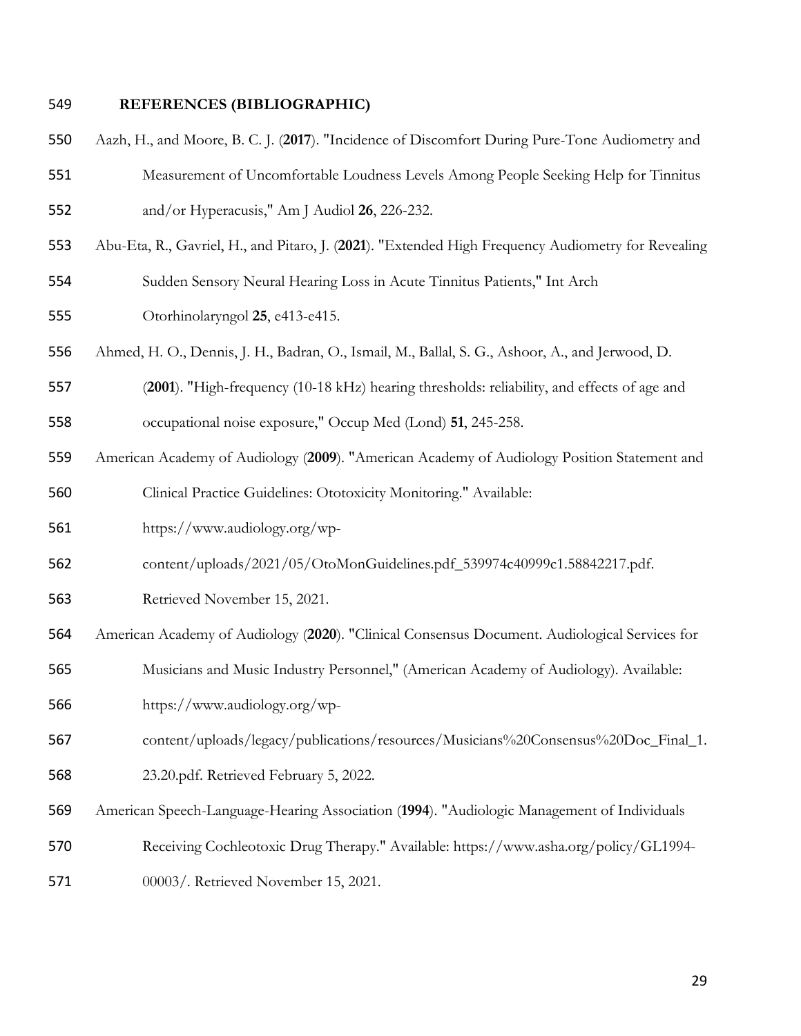**REFERENCES (BIBLIOGRAPHIC)**

Aazh, H., and Moore, B. C. J. (**2017**). "Incidence of Discomfort During Pure-Tone Audiometry and Measurement of Uncomfortable Loudness Levels Among People Seeking Help for Tinnitus and/or Hyperacusis," Am J Audiol **26**, 226-232.

Abu-Eta, R., Gavriel, H., and Pitaro, J. (**2021**). "Extended High Frequency Audiometry for Revealing Sudden Sensory Neural Hearing Loss in Acute Tinnitus Patients," Int Arch Otorhinolaryngol **25**, e413-e415.

Ahmed, H. O., Dennis, J. H., Badran, O., Ismail, M., Ballal, S. G., Ashoor, A., and Jerwood, D. (**2001**). "High-frequency (10-18 kHz) hearing thresholds: reliability, and effects of age and occupational noise exposure," Occup Med (Lond) **51**, 245-258.

American Academy of Audiology (**2009**). "American Academy of Audiology Position Statement and Clinical Practice Guidelines: Ototoxicity Monitoring." Available: https://www.audiology.org/wp-content/uploads/2021/05/OtoMonGuidelines.pdf_539974c40999c1.58842217.pdf. Retrieved November 15, 2021.

American Academy of Audiology (**2020**). "Clinical Consensus Document. Audiological Services for Musicians and Music Industry Personnel," (American Academy of Audiology). Available: https://www.audiology.org/wp-content/uploads/legacy/publications/resources/Musicians%20Consensus%20Doc_Final_1.23.20.pdf. Retrieved February 5, 2022.

American Speech-Language-Hearing Association (**1994**). "Audiologic Management of Individuals Receiving Cochleotoxic Drug Therapy." Available: https://www.asha.org/policy/GL1994-00003/. Retrieved November 15, 2021.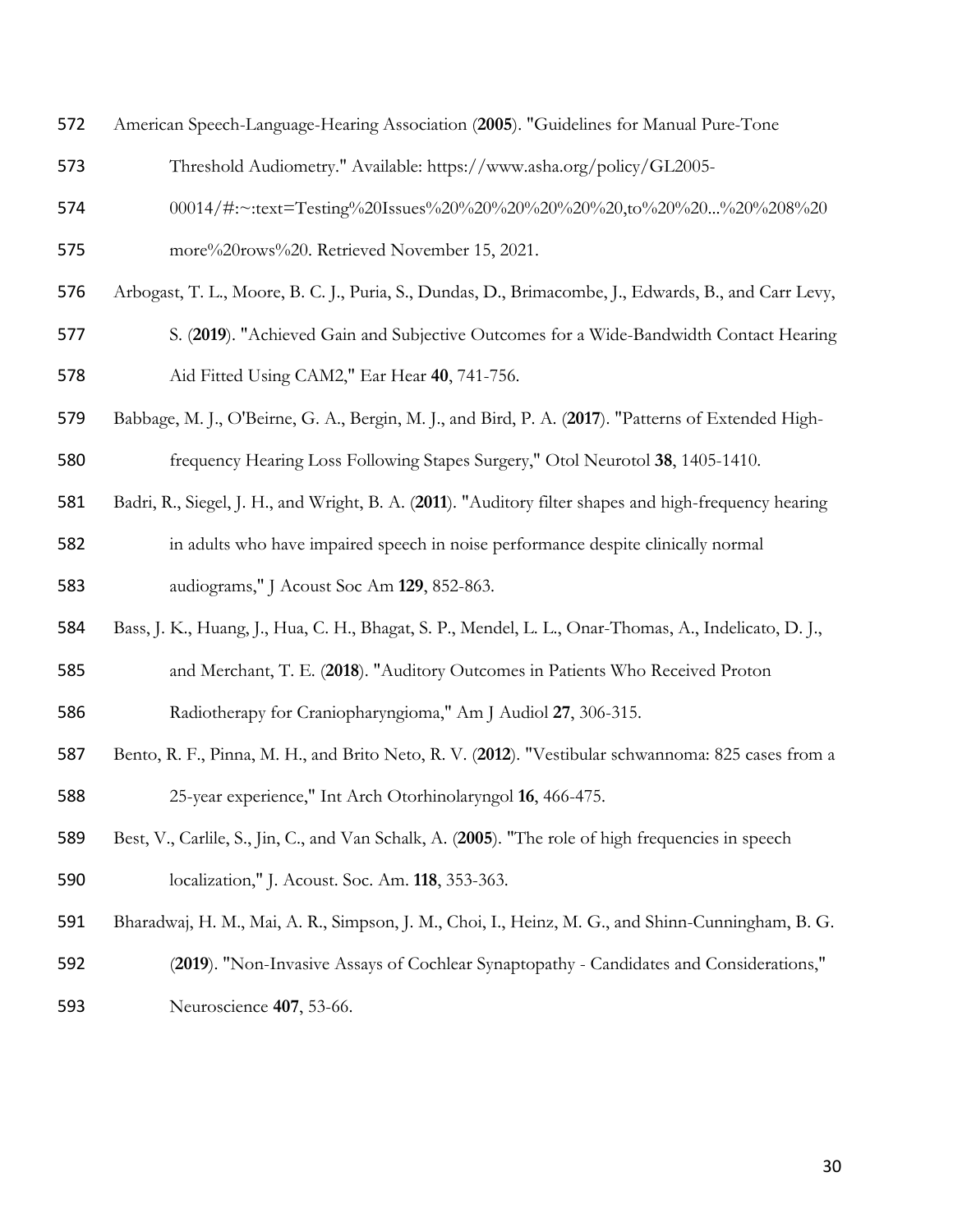American Speech-Language-Hearing Association (**2005**). "Guidelines for Manual Pure-Tone Threshold Audiometry." Available: https://www.asha.org/policy/GL2005-00014/#:~:text=Testing%20Issues%20%20%20%20%20%20,to%20%20...%20%208%20more%20rows%20. Retrieved November 15, 2021.

Arbogast, T. L., Moore, B. C. J., Puria, S., Dundas, D., Brimacombe, J., Edwards, B., and Carr Levy, S. (**2019**). "Achieved Gain and Subjective Outcomes for a Wide-Bandwidth Contact Hearing Aid Fitted Using CAM2," Ear Hear **40**, 741-756.

Babbage, M. J., O'Beirne, G. A., Bergin, M. J., and Bird, P. A. (**2017**). "Patterns of Extended High-frequency Hearing Loss Following Stapes Surgery," Otol Neurotol **38**, 1405-1410.

Badri, R., Siegel, J. H., and Wright, B. A. (**2011**). "Auditory filter shapes and high-frequency hearing in adults who have impaired speech in noise performance despite clinically normal audiograms," J Acoust Soc Am **129**, 852-863.

Bass, J. K., Huang, J., Hua, C. H., Bhagat, S. P., Mendel, L. L., Onar-Thomas, A., Indelicato, D. J., and Merchant, T. E. (**2018**). "Auditory Outcomes in Patients Who Received Proton Radiotherapy for Craniopharyngioma," Am J Audiol **27**, 306-315.

Bento, R. F., Pinna, M. H., and Brito Neto, R. V. (**2012**). "Vestibular schwannoma: 825 cases from a 25-year experience," Int Arch Otorhinolaryngol **16**, 466-475.

Best, V., Carlile, S., Jin, C., and Van Schalk, A. (**2005**). "The role of high frequencies in speech localization," J. Acoust. Soc. Am. **118**, 353-363.

Bharadwaj, H. M., Mai, A. R., Simpson, J. M., Choi, I., Heinz, M. G., and Shinn-Cunningham, B. G. (**2019**). "Non-Invasive Assays of Cochlear Synaptopathy - Candidates and Considerations," Neuroscience **407**, 53-66.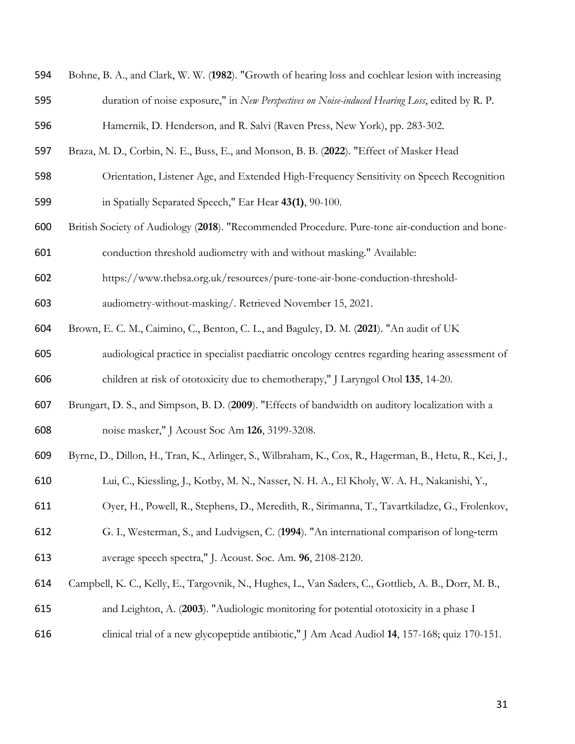Bohne, B. A., and Clark, W. W. (**1982**). "Growth of hearing loss and cochlear lesion with increasing duration of noise exposure," in *New Perspectives on Noise-induced Hearing Loss*, edited by R. P. Hamernik, D. Henderson, and R. Salvi (Raven Press, New York), pp. 283-302.

Braza, M. D., Corbin, N. E., Buss, E., and Monson, B. B. (**2022**). "Effect of Masker Head Orientation, Listener Age, and Extended High-Frequency Sensitivity on Speech Recognition in Spatially Separated Speech," Ear Hear **43(1)**, 90-100.

British Society of Audiology (**2018**). "Recommended Procedure. Pure-tone air-conduction and bone-conduction threshold audiometry with and without masking." Available: https://www.thebsa.org.uk/resources/pure-tone-air-bone-conduction-threshold-audiometry-without-masking/. Retrieved November 15, 2021.

Brown, E. C. M., Caimino, C., Benton, C. L., and Baguley, D. M. (**2021**). "An audit of UK audiological practice in specialist paediatric oncology centres regarding hearing assessment of children at risk of ototoxicity due to chemotherapy," J Laryngol Otol **135**, 14-20.

Brungart, D. S., and Simpson, B. D. (**2009**). "Effects of bandwidth on auditory localization with a noise masker," J Acoust Soc Am **126**, 3199-3208.

Byrne, D., Dillon, H., Tran, K., Arlinger, S., Wilbraham, K., Cox, R., Hagerman, B., Hetu, R., Kei, J., Lui, C., Kiessling, J., Kotby, M. N., Nasser, N. H. A., El Kholy, W. A. H., Nakanishi, Y., Oyer, H., Powell, R., Stephens, D., Meredith, R., Sirimanna, T., Tavartkiladze, G., Frolenkov, G. I., Westerman, S., and Ludvigsen, C. (**1994**). "An international comparison of long-term average speech spectra," J. Acoust. Soc. Am. **96**, 2108-2120.

Campbell, K. C., Kelly, E., Targovnik, N., Hughes, L., Van Saders, C., Gottlieb, A. B., Dorr, M. B., and Leighton, A. (**2003**). "Audiologic monitoring for potential ototoxicity in a phase I clinical trial of a new glycopeptide antibiotic," J Am Acad Audiol **14**, 157-168; quiz 170-151.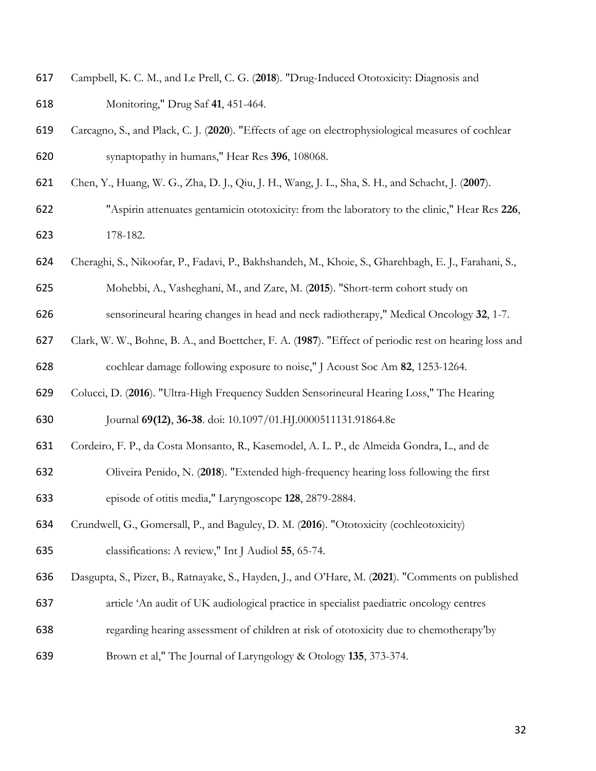Campbell, K. C. M., and Le Prell, C. G. (**2018**). "Drug-Induced Ototoxicity: Diagnosis and Monitoring," Drug Saf **41**, 451-464.

Carcagno, S., and Plack, C. J. (**2020**). "Effects of age on electrophysiological measures of cochlear synaptopathy in humans," Hear Res **396**, 108068.

Chen, Y., Huang, W. G., Zha, D. J., Qiu, J. H., Wang, J. L., Sha, S. H., and Schacht, J. (**2007**). "Aspirin attenuates gentamicin ototoxicity: from the laboratory to the clinic," Hear Res **226**, 178-182.

Cheraghi, S., Nikoofar, P., Fadavi, P., Bakhshandeh, M., Khoie, S., Gharehbagh, E. J., Farahani, S., Mohebbi, A., Vasheghani, M., and Zare, M. (**2015**). "Short-term cohort study on sensorineural hearing changes in head and neck radiotherapy," Medical Oncology **32**, 1-7.

Clark, W. W., Bohne, B. A., and Boettcher, F. A. (**1987**). "Effect of periodic rest on hearing loss and cochlear damage following exposure to noise," J Acoust Soc Am **82**, 1253-1264.

Colucci, D. (**2016**). "Ultra-High Frequency Sudden Sensorineural Hearing Loss," The Hearing Journal **69(12)**, **36-38**. doi: 10.1097/01.HJ.0000511131.91864.8e

Cordeiro, F. P., da Costa Monsanto, R., Kasemodel, A. L. P., de Almeida Gondra, L., and de Oliveira Penido, N. (**2018**). "Extended high-frequency hearing loss following the first episode of otitis media," Laryngoscope **128**, 2879-2884.

Crundwell, G., Gomersall, P., and Baguley, D. M. (**2016**). "Ototoxicity (cochleotoxicity) classifications: A review," Int J Audiol **55**, 65-74.

Dasgupta, S., Pizer, B., Ratnayake, S., Hayden, J., and O'Hare, M. (**2021**). "Comments on published article 'An audit of UK audiological practice in specialist paediatric oncology centres regarding hearing assessment of children at risk of ototoxicity due to chemotherapy'by Brown et al," The Journal of Laryngology & Otology **135**, 373-374.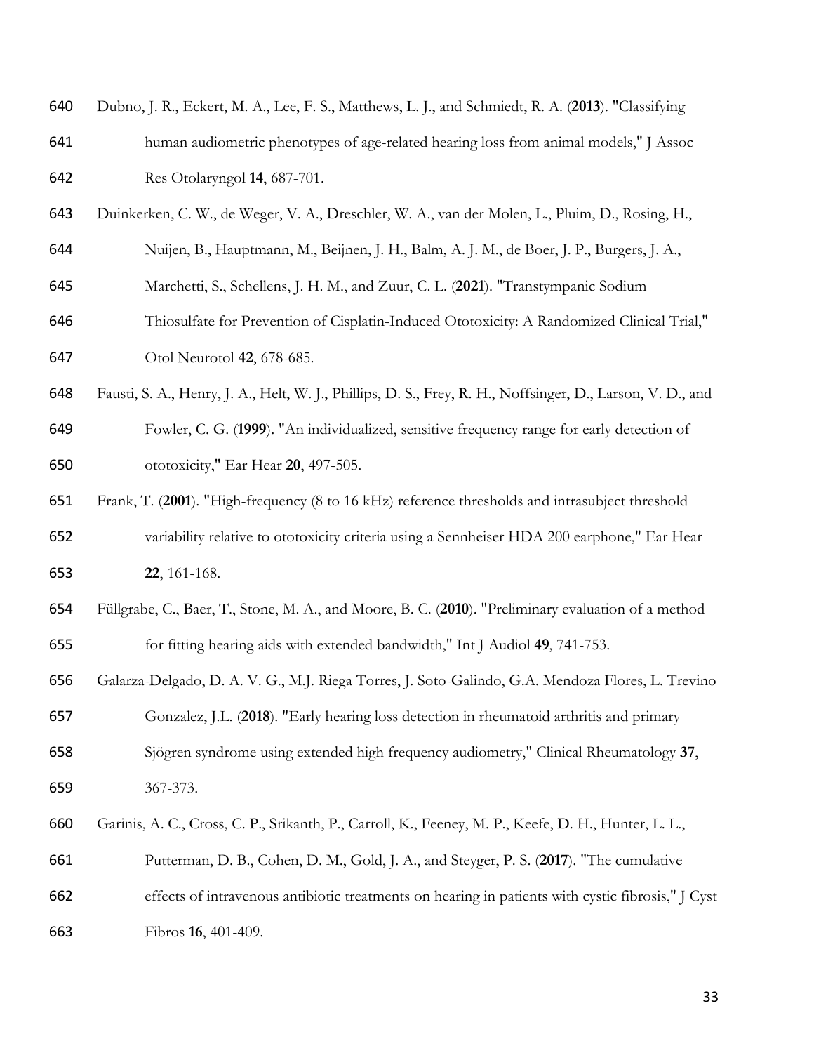Dubno, J. R., Eckert, M. A., Lee, F. S., Matthews, L. J., and Schmiedt, R. A. (**2013**). "Classifying human audiometric phenotypes of age-related hearing loss from animal models," J Assoc Res Otolaryngol **14**, 687-701.

Duinkerken, C. W., de Weger, V. A., Dreschler, W. A., van der Molen, L., Pluim, D., Rosing, H., Nuijen, B., Hauptmann, M., Beijnen, J. H., Balm, A. J. M., de Boer, J. P., Burgers, J. A., Marchetti, S., Schellens, J. H. M., and Zuur, C. L. (**2021**). "Transtympanic Sodium Thiosulfate for Prevention of Cisplatin-Induced Ototoxicity: A Randomized Clinical Trial," Otol Neurotol **42**, 678-685.

Fausti, S. A., Henry, J. A., Helt, W. J., Phillips, D. S., Frey, R. H., Noffsinger, D., Larson, V. D., and Fowler, C. G. (**1999**). "An individualized, sensitive frequency range for early detection of ototoxicity," Ear Hear **20**, 497-505.

Frank, T. (**2001**). "High-frequency (8 to 16 kHz) reference thresholds and intrasubject threshold variability relative to ototoxicity criteria using a Sennheiser HDA 200 earphone," Ear Hear **22**, 161-168.

Füllgrabe, C., Baer, T., Stone, M. A., and Moore, B. C. (**2010**). "Preliminary evaluation of a method for fitting hearing aids with extended bandwidth," Int J Audiol **49**, 741-753.

Galarza-Delgado, D. A. V. G., M.J. Riega Torres, J. Soto-Galindo, G.A. Mendoza Flores, L. Trevino Gonzalez, J.L. (**2018**). "Early hearing loss detection in rheumatoid arthritis and primary Sjögren syndrome using extended high frequency audiometry," Clinical Rheumatology **37**, 367-373.

Garinis, A. C., Cross, C. P., Srikanth, P., Carroll, K., Feeney, M. P., Keefe, D. H., Hunter, L. L., Putterman, D. B., Cohen, D. M., Gold, J. A., and Steyger, P. S. (**2017**). "The cumulative effects of intravenous antibiotic treatments on hearing in patients with cystic fibrosis," J Cyst Fibros **16**, 401-409.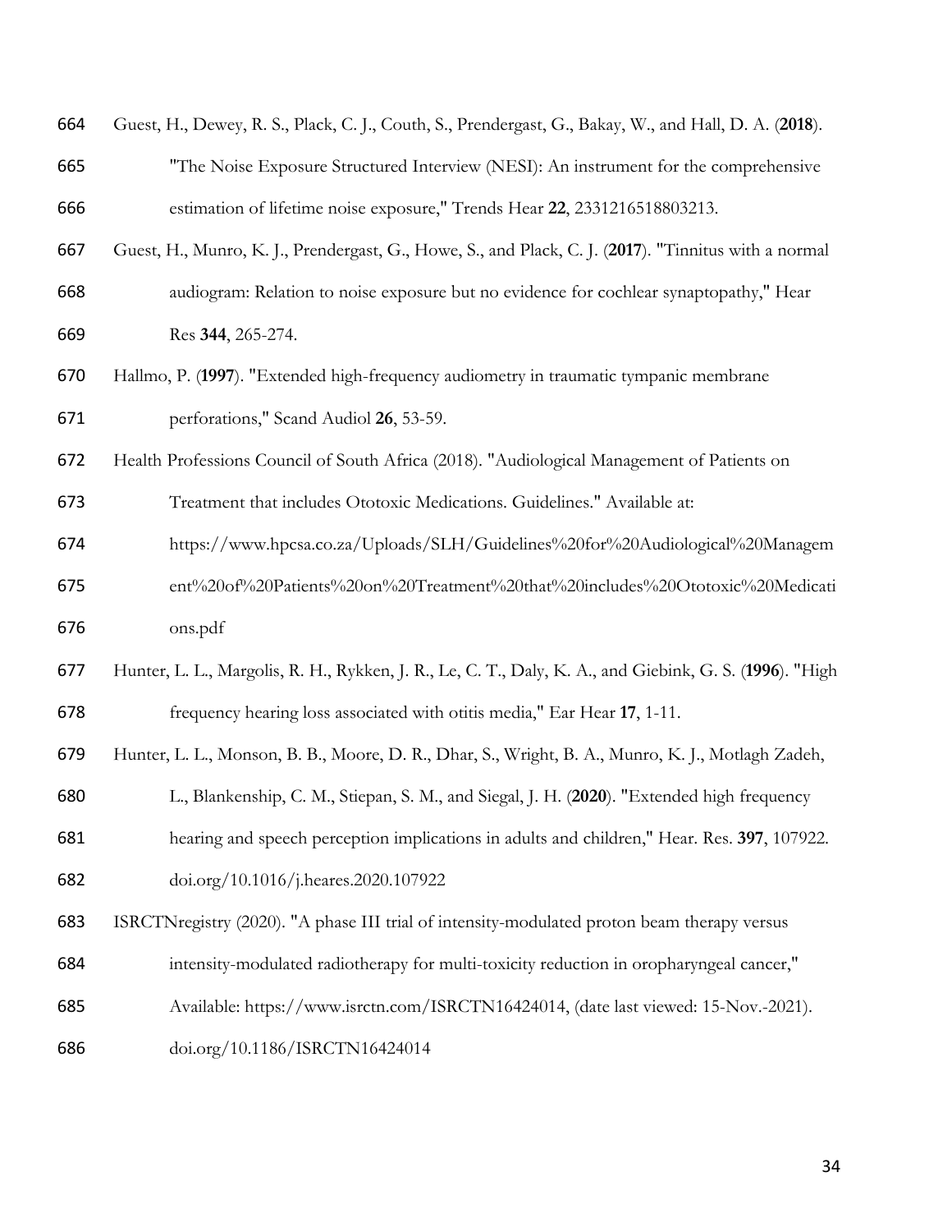Guest, H., Dewey, R. S., Plack, C. J., Couth, S., Prendergast, G., Bakay, W., and Hall, D. A. (**2018**). "The Noise Exposure Structured Interview (NESI): An instrument for the comprehensive estimation of lifetime noise exposure," Trends Hear **22**, 2331216518803213.

Guest, H., Munro, K. J., Prendergast, G., Howe, S., and Plack, C. J. (**2017**). "Tinnitus with a normal audiogram: Relation to noise exposure but no evidence for cochlear synaptopathy," Hear Res **344**, 265-274.

Hallmo, P. (**1997**). "Extended high-frequency audiometry in traumatic tympanic membrane perforations," Scand Audiol **26**, 53-59.

Health Professions Council of South Africa (2018). "Audiological Management of Patients on Treatment that includes Ototoxic Medications. Guidelines." Available at: https://www.hpcsa.co.za/Uploads/SLH/Guidelines%20for%20Audiological%20Management%20of%20Patients%20on%20Treatment%20that%20includes%20Ototoxic%20Medications.pdf

Hunter, L. L., Margolis, R. H., Rykken, J. R., Le, C. T., Daly, K. A., and Giebink, G. S. (**1996**). "High frequency hearing loss associated with otitis media," Ear Hear **17**, 1-11.

Hunter, L. L., Monson, B. B., Moore, D. R., Dhar, S., Wright, B. A., Munro, K. J., Motlagh Zadeh, L., Blankenship, C. M., Stiepan, S. M., and Siegal, J. H. (**2020**). "Extended high frequency hearing and speech perception implications in adults and children," Hear. Res. **397**, 107922. doi.org/10.1016/j.heares.2020.107922

ISRCTNregistry (2020). "A phase III trial of intensity-modulated proton beam therapy versus intensity-modulated radiotherapy for multi-toxicity reduction in oropharyngeal cancer," Available: https://www.isrctn.com/ISRCTN16424014, (date last viewed: 15-Nov.-2021). doi.org/10.1186/ISRCTN16424014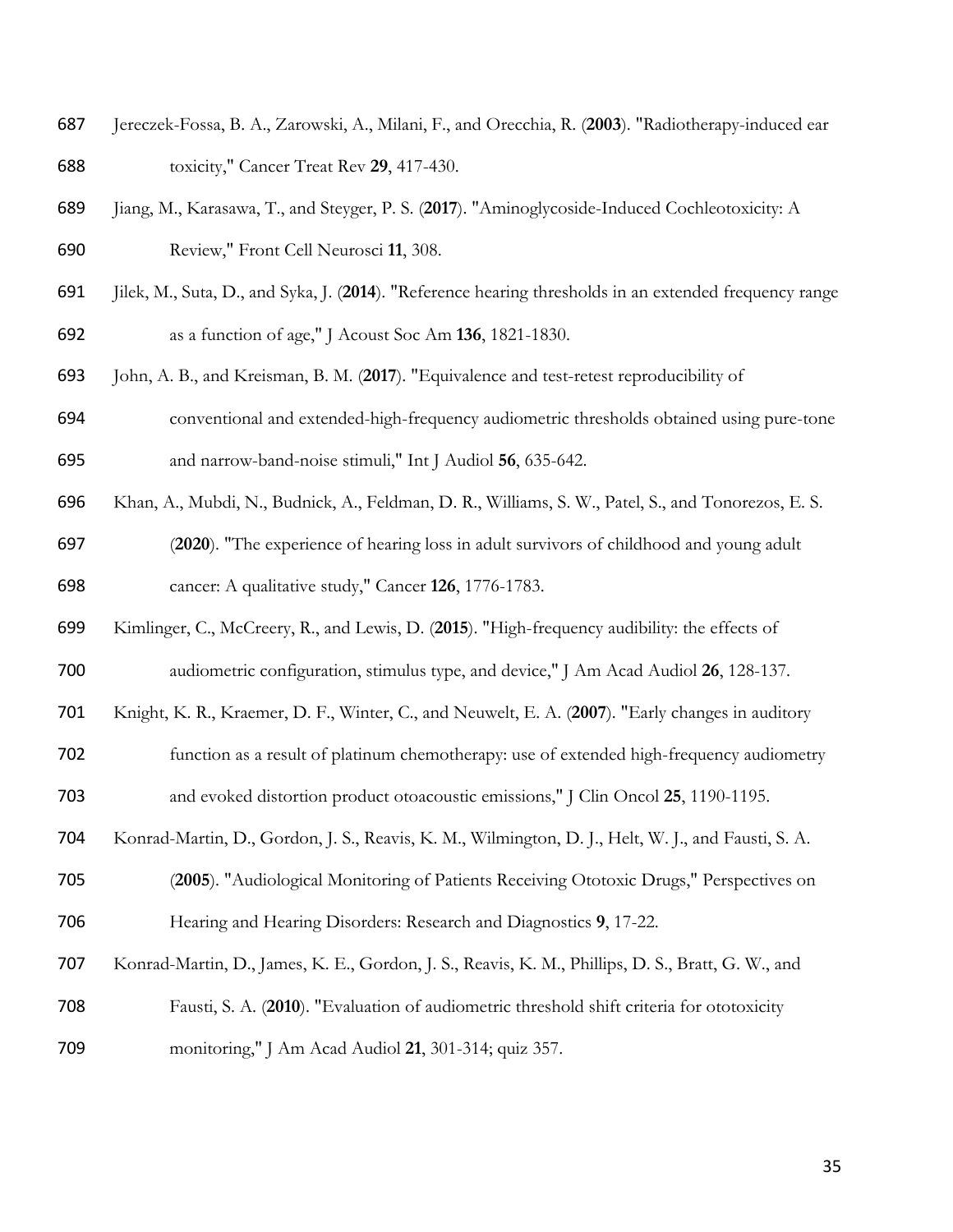Jereczek-Fossa, B. A., Zarowski, A., Milani, F., and Orecchia, R. (**2003**). "Radiotherapy-induced ear toxicity," Cancer Treat Rev **29**, 417-430.

Jiang, M., Karasawa, T., and Steyger, P. S. (**2017**). "Aminoglycoside-Induced Cochleotoxicity: A Review," Front Cell Neurosci **11**, 308.

Jilek, M., Suta, D., and Syka, J. (**2014**). "Reference hearing thresholds in an extended frequency range as a function of age," J Acoust Soc Am **136**, 1821-1830.

John, A. B., and Kreisman, B. M. (**2017**). "Equivalence and test-retest reproducibility of conventional and extended-high-frequency audiometric thresholds obtained using pure-tone and narrow-band-noise stimuli," Int J Audiol **56**, 635-642.

Khan, A., Mubdi, N., Budnick, A., Feldman, D. R., Williams, S. W., Patel, S., and Tonorezos, E. S. (**2020**). "The experience of hearing loss in adult survivors of childhood and young adult cancer: A qualitative study," Cancer **126**, 1776-1783.

Kimlinger, C., McCreery, R., and Lewis, D. (**2015**). "High-frequency audibility: the effects of audiometric configuration, stimulus type, and device," J Am Acad Audiol **26**, 128-137.

Knight, K. R., Kraemer, D. F., Winter, C., and Neuwelt, E. A. (**2007**). "Early changes in auditory function as a result of platinum chemotherapy: use of extended high-frequency audiometry and evoked distortion product otoacoustic emissions," J Clin Oncol **25**, 1190-1195.

Konrad-Martin, D., Gordon, J. S., Reavis, K. M., Wilmington, D. J., Helt, W. J., and Fausti, S. A. (**2005**). "Audiological Monitoring of Patients Receiving Ototoxic Drugs," Perspectives on Hearing and Hearing Disorders: Research and Diagnostics **9**, 17-22.

Konrad-Martin, D., James, K. E., Gordon, J. S., Reavis, K. M., Phillips, D. S., Bratt, G. W., and Fausti, S. A. (**2010**). "Evaluation of audiometric threshold shift criteria for ototoxicity monitoring," J Am Acad Audiol **21**, 301-314; quiz 357.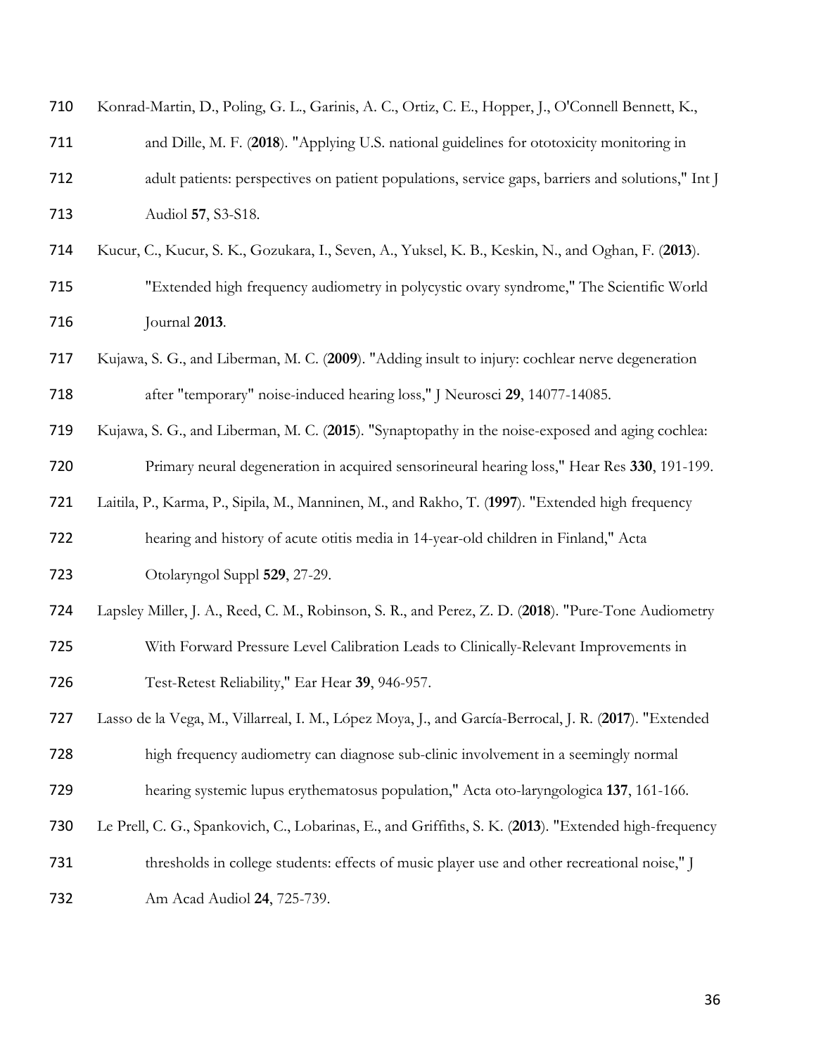Konrad-Martin, D., Poling, G. L., Garinis, A. C., Ortiz, C. E., Hopper, J., O'Connell Bennett, K., and Dille, M. F. (**2018**). "Applying U.S. national guidelines for ototoxicity monitoring in adult patients: perspectives on patient populations, service gaps, barriers and solutions," Int J Audiol **57**, S3-S18.

Kucur, C., Kucur, S. K., Gozukara, I., Seven, A., Yuksel, K. B., Keskin, N., and Oghan, F. (**2013**). "Extended high frequency audiometry in polycystic ovary syndrome," The Scientific World Journal **2013**.

Kujawa, S. G., and Liberman, M. C. (**2009**). "Adding insult to injury: cochlear nerve degeneration after "temporary" noise-induced hearing loss," J Neurosci **29**, 14077-14085.

Kujawa, S. G., and Liberman, M. C. (**2015**). "Synaptopathy in the noise-exposed and aging cochlea: Primary neural degeneration in acquired sensorineural hearing loss," Hear Res **330**, 191-199.

Laitila, P., Karma, P., Sipila, M., Manninen, M., and Rakho, T. (**1997**). "Extended high frequency hearing and history of acute otitis media in 14-year-old children in Finland," Acta Otolaryngol Suppl **529**, 27-29.

Lapsley Miller, J. A., Reed, C. M., Robinson, S. R., and Perez, Z. D. (**2018**). "Pure-Tone Audiometry With Forward Pressure Level Calibration Leads to Clinically-Relevant Improvements in Test-Retest Reliability," Ear Hear **39**, 946-957.

Lasso de la Vega, M., Villarreal, I. M., López Moya, J., and García-Berrocal, J. R. (**2017**). "Extended high frequency audiometry can diagnose sub-clinic involvement in a seemingly normal hearing systemic lupus erythematosus population," Acta oto-laryngologica **137**, 161-166.

Le Prell, C. G., Spankovich, C., Lobarinas, E., and Griffiths, S. K. (**2013**). "Extended high-frequency thresholds in college students: effects of music player use and other recreational noise," J Am Acad Audiol **24**, 725-739.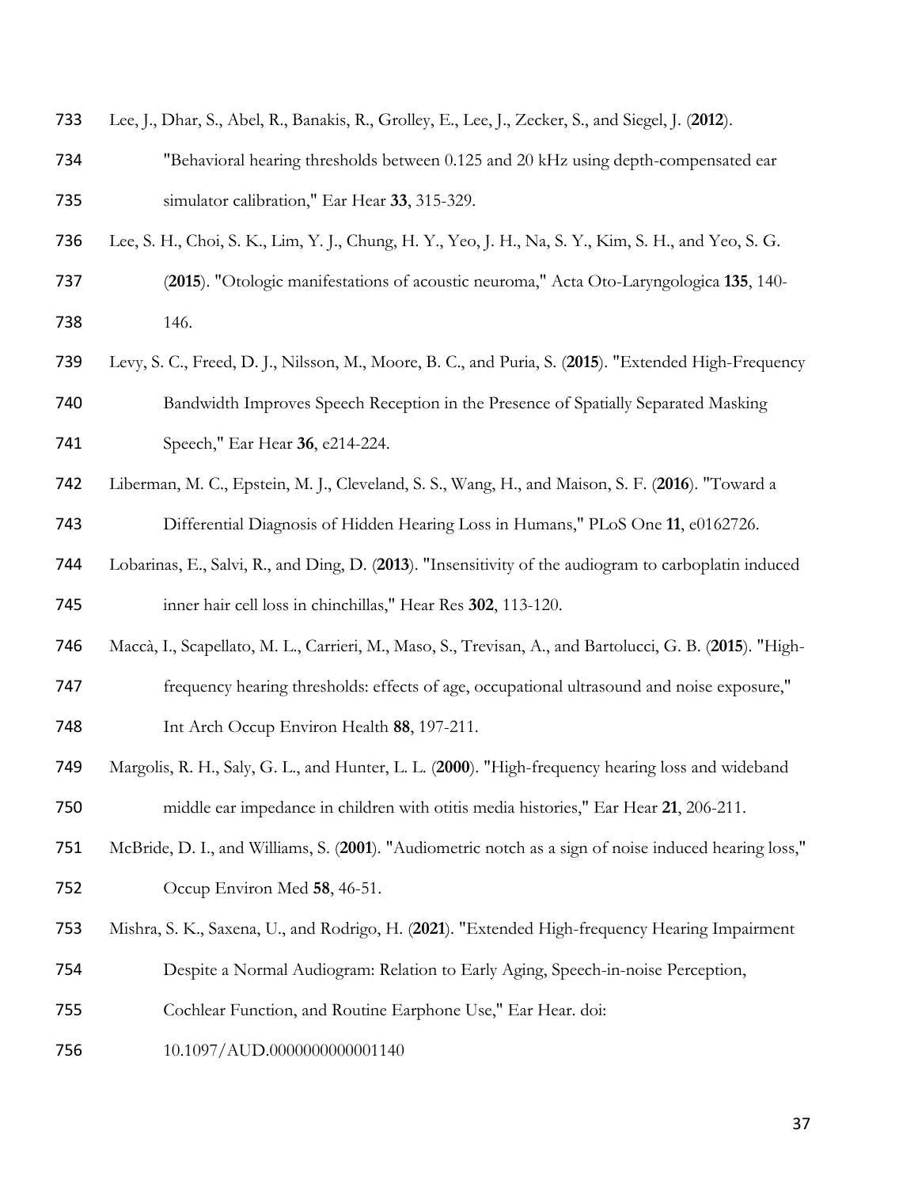Lee, J., Dhar, S., Abel, R., Banakis, R., Grolley, E., Lee, J., Zecker, S., and Siegel, J. (**2012**). "Behavioral hearing thresholds between 0.125 and 20 kHz using depth-compensated ear simulator calibration," Ear Hear **33**, 315-329.

Lee, S. H., Choi, S. K., Lim, Y. J., Chung, H. Y., Yeo, J. H., Na, S. Y., Kim, S. H., and Yeo, S. G. (**2015**). "Otologic manifestations of acoustic neuroma," Acta Oto-Laryngologica **135**, 140-146.

Levy, S. C., Freed, D. J., Nilsson, M., Moore, B. C., and Puria, S. (**2015**). "Extended High-Frequency Bandwidth Improves Speech Reception in the Presence of Spatially Separated Masking Speech," Ear Hear **36**, e214-224.

Liberman, M. C., Epstein, M. J., Cleveland, S. S., Wang, H., and Maison, S. F. (**2016**). "Toward a Differential Diagnosis of Hidden Hearing Loss in Humans," PLoS One **11**, e0162726.

Lobarinas, E., Salvi, R., and Ding, D. (**2013**). "Insensitivity of the audiogram to carboplatin induced inner hair cell loss in chinchillas," Hear Res **302**, 113-120.

Maccà, I., Scapellato, M. L., Carrieri, M., Maso, S., Trevisan, A., and Bartolucci, G. B. (**2015**). "High-frequency hearing thresholds: effects of age, occupational ultrasound and noise exposure," Int Arch Occup Environ Health **88**, 197-211.

Margolis, R. H., Saly, G. L., and Hunter, L. L. (**2000**). "High-frequency hearing loss and wideband middle ear impedance in children with otitis media histories," Ear Hear **21**, 206-211.

McBride, D. I., and Williams, S. (**2001**). "Audiometric notch as a sign of noise induced hearing loss," Occup Environ Med **58**, 46-51.

Mishra, S. K., Saxena, U., and Rodrigo, H. (**2021**). "Extended High-frequency Hearing Impairment Despite a Normal Audiogram: Relation to Early Aging, Speech-in-noise Perception, Cochlear Function, and Routine Earphone Use," Ear Hear. doi: 10.1097/AUD.0000000000001140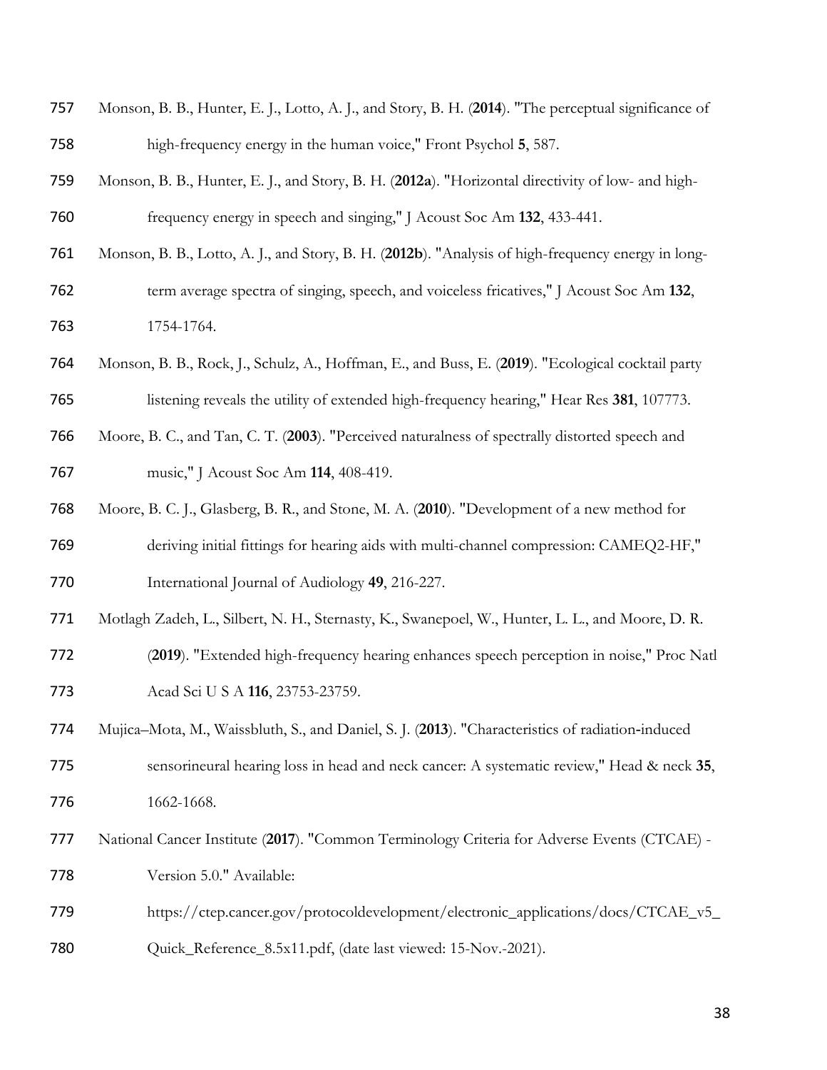Monson, B. B., Hunter, E. J., Lotto, A. J., and Story, B. H. (**2014**). "The perceptual significance of high-frequency energy in the human voice," Front Psychol **5**, 587.

Monson, B. B., Hunter, E. J., and Story, B. H. (**2012a**). "Horizontal directivity of low- and high-frequency energy in speech and singing," J Acoust Soc Am **132**, 433-441.

Monson, B. B., Lotto, A. J., and Story, B. H. (**2012b**). "Analysis of high-frequency energy in long-term average spectra of singing, speech, and voiceless fricatives," J Acoust Soc Am **132**, 1754-1764.

Monson, B. B., Rock, J., Schulz, A., Hoffman, E., and Buss, E. (**2019**). "Ecological cocktail party listening reveals the utility of extended high-frequency hearing," Hear Res **381**, 107773.

Moore, B. C., and Tan, C. T. (**2003**). "Perceived naturalness of spectrally distorted speech and music," J Acoust Soc Am **114**, 408-419.

Moore, B. C. J., Glasberg, B. R., and Stone, M. A. (**2010**). "Development of a new method for deriving initial fittings for hearing aids with multi-channel compression: CAMEQ2-HF," International Journal of Audiology **49**, 216-227.

Motlagh Zadeh, L., Silbert, N. H., Sternasty, K., Swanepoel, W., Hunter, L. L., and Moore, D. R. (**2019**). "Extended high-frequency hearing enhances speech perception in noise," Proc Natl Acad Sci U S A **116**, 23753-23759.

Mujica–Mota, M., Waissbluth, S., and Daniel, S. J. (**2013**). "Characteristics of radiation-induced sensorineural hearing loss in head and neck cancer: A systematic review," Head & neck **35**, 1662-1668.

National Cancer Institute (**2017**). "Common Terminology Criteria for Adverse Events (CTCAE) - Version 5.0." Available: https://ctep.cancer.gov/protocoldevelopment/electronic_applications/docs/CTCAE_v5_Quick_Reference_8.5x11.pdf, (date last viewed: 15-Nov.-2021).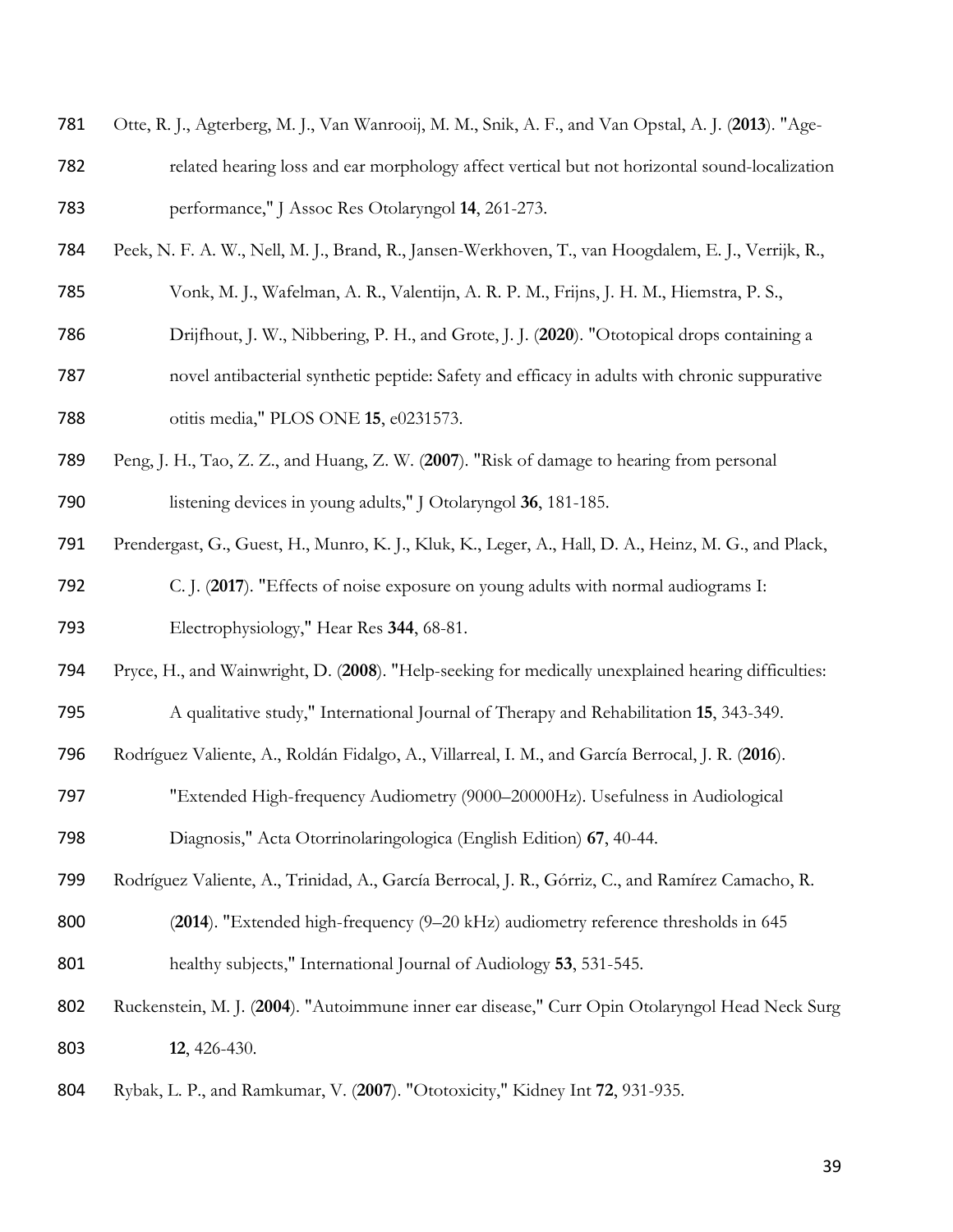Otte, R. J., Agterberg, M. J., Van Wanrooij, M. M., Snik, A. F., and Van Opstal, A. J. (**2013**). "Age-related hearing loss and ear morphology affect vertical but not horizontal sound-localization performance," J Assoc Res Otolaryngol **14**, 261-273.

Peek, N. F. A. W., Nell, M. J., Brand, R., Jansen-Werkhoven, T., van Hoogdalem, E. J., Verrijk, R., Vonk, M. J., Wafelman, A. R., Valentijn, A. R. P. M., Frijns, J. H. M., Hiemstra, P. S., Drijfhout, J. W., Nibbering, P. H., and Grote, J. J. (**2020**). "Ototopical drops containing a novel antibacterial synthetic peptide: Safety and efficacy in adults with chronic suppurative otitis media," PLOS ONE **15**, e0231573.

Peng, J. H., Tao, Z. Z., and Huang, Z. W. (**2007**). "Risk of damage to hearing from personal listening devices in young adults," J Otolaryngol **36**, 181-185.

Prendergast, G., Guest, H., Munro, K. J., Kluk, K., Leger, A., Hall, D. A., Heinz, M. G., and Plack, C. J. (**2017**). "Effects of noise exposure on young adults with normal audiograms I: Electrophysiology," Hear Res **344**, 68-81.

Pryce, H., and Wainwright, D. (**2008**). "Help-seeking for medically unexplained hearing difficulties: A qualitative study," International Journal of Therapy and Rehabilitation **15**, 343-349.

Rodríguez Valiente, A., Roldán Fidalgo, A., Villarreal, I. M., and García Berrocal, J. R. (**2016**). "Extended High-frequency Audiometry (9000–20000Hz). Usefulness in Audiological Diagnosis," Acta Otorrinolaringologica (English Edition) **67**, 40-44.

Rodríguez Valiente, A., Trinidad, A., García Berrocal, J. R., Górriz, C., and Ramírez Camacho, R. (**2014**). "Extended high-frequency (9–20 kHz) audiometry reference thresholds in 645 healthy subjects," International Journal of Audiology **53**, 531-545.

Ruckenstein, M. J. (**2004**). "Autoimmune inner ear disease," Curr Opin Otolaryngol Head Neck Surg **12**, 426-430.

Rybak, L. P., and Ramkumar, V. (**2007**). "Ototoxicity," Kidney Int **72**, 931-935.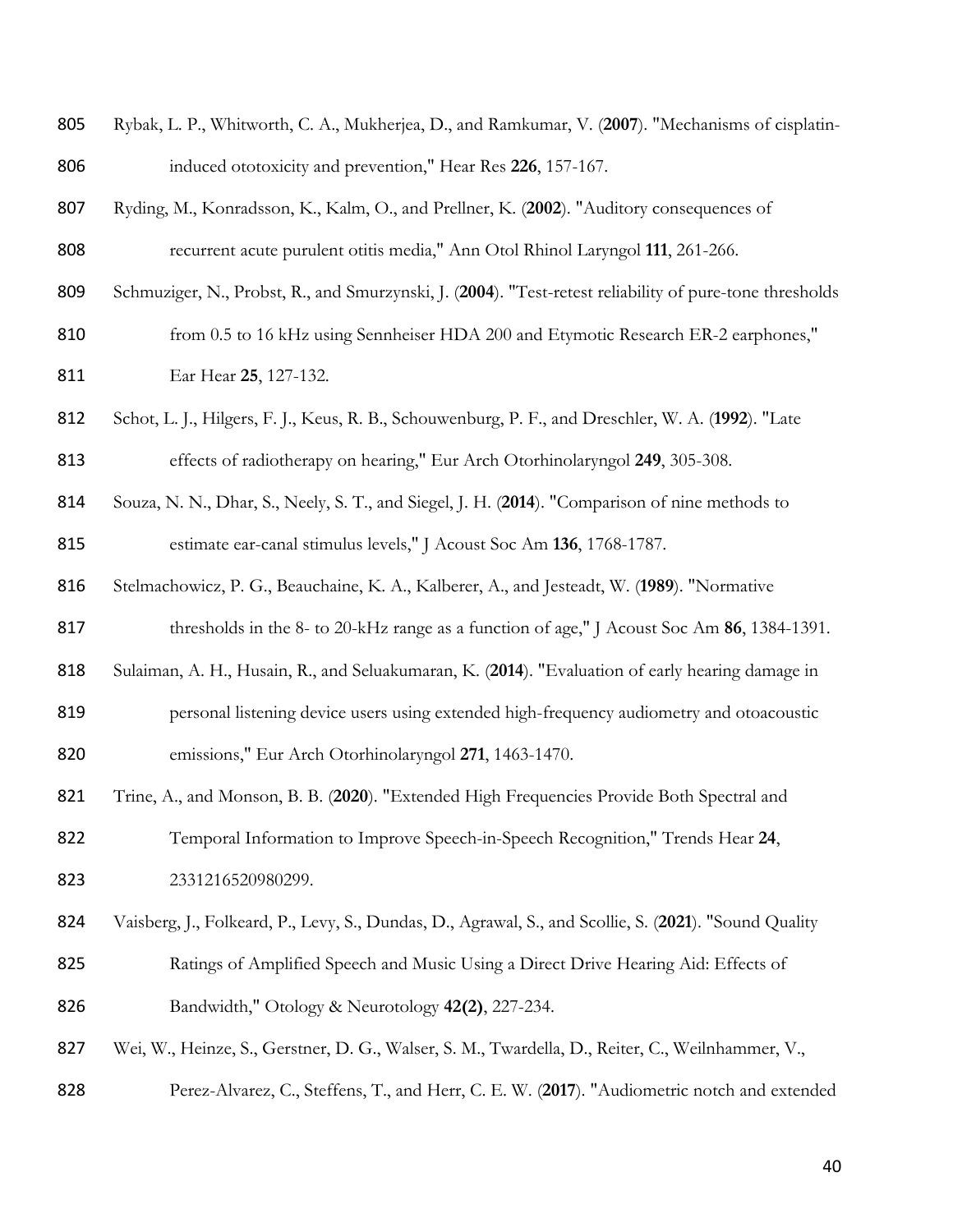Rybak, L. P., Whitworth, C. A., Mukherjea, D., and Ramkumar, V. (**2007**). "Mechanisms of cisplatin-induced ototoxicity and prevention," Hear Res **226**, 157-167.

Ryding, M., Konradsson, K., Kalm, O., and Prellner, K. (**2002**). "Auditory consequences of recurrent acute purulent otitis media," Ann Otol Rhinol Laryngol **111**, 261-266.

Schmuziger, N., Probst, R., and Smurzynski, J. (**2004**). "Test-retest reliability of pure-tone thresholds from 0.5 to 16 kHz using Sennheiser HDA 200 and Etymotic Research ER-2 earphones," Ear Hear **25**, 127-132.

Schot, L. J., Hilgers, F. J., Keus, R. B., Schouwenburg, P. F., and Dreschler, W. A. (**1992**). "Late effects of radiotherapy on hearing," Eur Arch Otorhinolaryngol **249**, 305-308.

Souza, N. N., Dhar, S., Neely, S. T., and Siegel, J. H. (**2014**). "Comparison of nine methods to estimate ear-canal stimulus levels," J Acoust Soc Am **136**, 1768-1787.

Stelmachowicz, P. G., Beauchaine, K. A., Kalberer, A., and Jesteadt, W. (**1989**). "Normative thresholds in the 8- to 20-kHz range as a function of age," J Acoust Soc Am **86**, 1384-1391.

Sulaiman, A. H., Husain, R., and Seluakumaran, K. (**2014**). "Evaluation of early hearing damage in personal listening device users using extended high-frequency audiometry and otoacoustic emissions," Eur Arch Otorhinolaryngol **271**, 1463-1470.

Trine, A., and Monson, B. B. (**2020**). "Extended High Frequencies Provide Both Spectral and Temporal Information to Improve Speech-in-Speech Recognition," Trends Hear **24**, 2331216520980299.

Vaisberg, J., Folkeard, P., Levy, S., Dundas, D., Agrawal, S., and Scollie, S. (**2021**). "Sound Quality Ratings of Amplified Speech and Music Using a Direct Drive Hearing Aid: Effects of Bandwidth," Otology & Neurotology **42(2)**, 227-234.

Wei, W., Heinze, S., Gerstner, D. G., Walser, S. M., Twardella, D., Reiter, C., Weilnhammer, V., Perez-Alvarez, C., Steffens, T., and Herr, C. E. W. (**2017**). "Audiometric notch and extended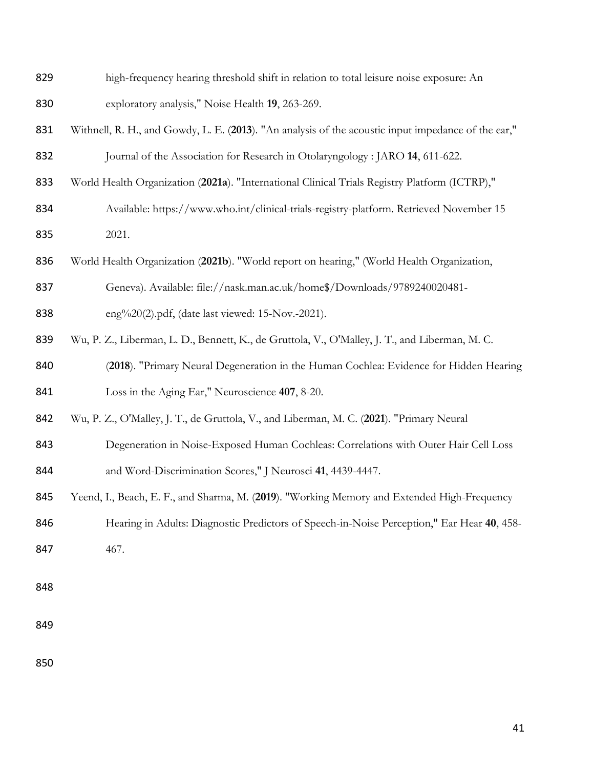high-frequency hearing threshold shift in relation to total leisure noise exposure: An exploratory analysis," Noise Health **19**, 263-269.

Withnell, R. H., and Gowdy, L. E. (**2013**). "An analysis of the acoustic input impedance of the ear," Journal of the Association for Research in Otolaryngology : JARO **14**, 611-622.

World Health Organization (**2021a**). "International Clinical Trials Registry Platform (ICTRP)," Available: https://www.who.int/clinical-trials-registry-platform. Retrieved November 15 2021.

World Health Organization (**2021b**). "World report on hearing," (World Health Organization, Geneva). Available: file://nask.man.ac.uk/home$/Downloads/9789240020481-eng%20(2).pdf, (date last viewed: 15-Nov.-2021).

Wu, P. Z., Liberman, L. D., Bennett, K., de Gruttola, V., O'Malley, J. T., and Liberman, M. C. (**2018**). "Primary Neural Degeneration in the Human Cochlea: Evidence for Hidden Hearing Loss in the Aging Ear," Neuroscience **407**, 8-20.

Wu, P. Z., O'Malley, J. T., de Gruttola, V., and Liberman, M. C. (**2021**). "Primary Neural Degeneration in Noise-Exposed Human Cochleas: Correlations with Outer Hair Cell Loss and Word-Discrimination Scores," J Neurosci **41**, 4439-4447.

Yeend, I., Beach, E. F., and Sharma, M. (**2019**). "Working Memory and Extended High-Frequency Hearing in Adults: Diagnostic Predictors of Speech-in-Noise Perception," Ear Hear **40**, 458-467.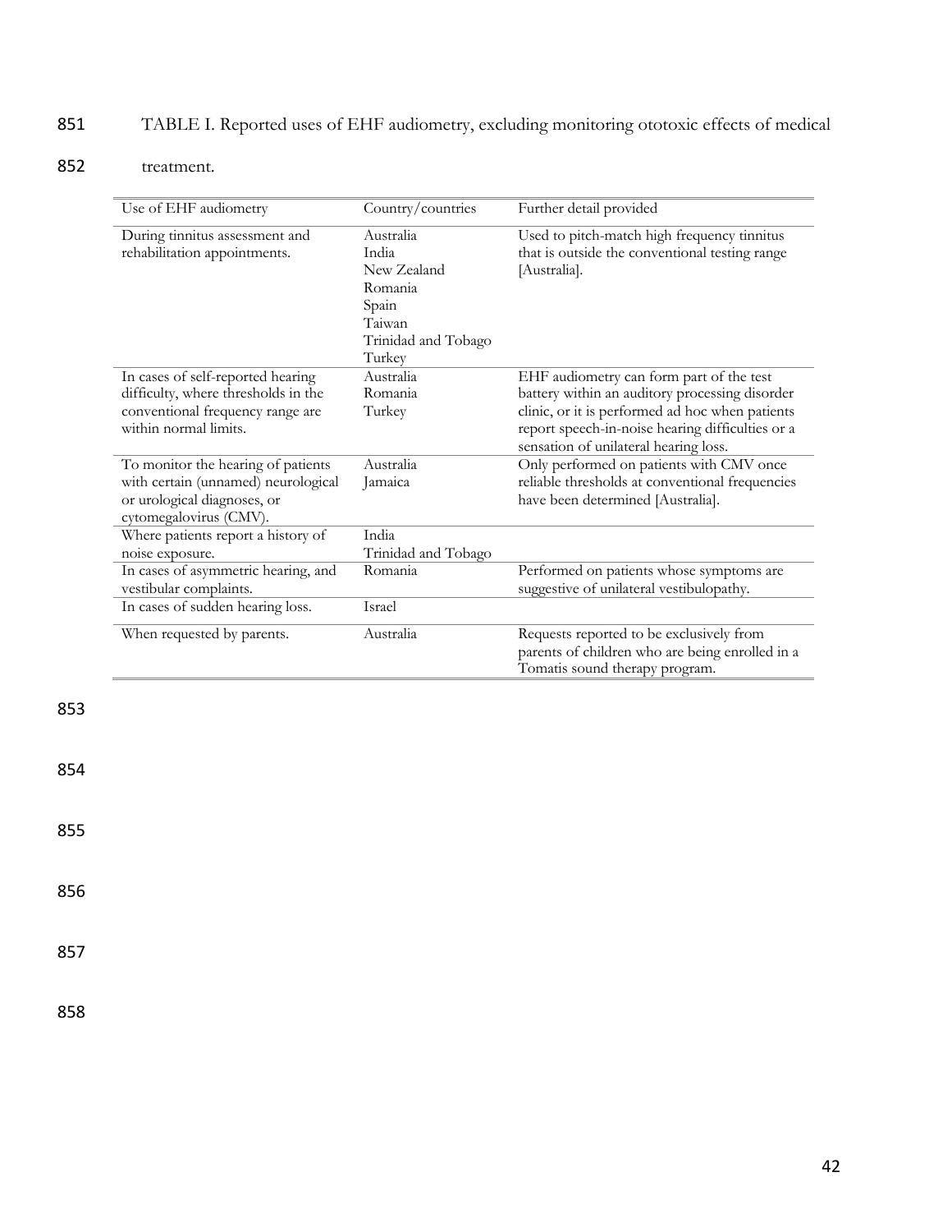TABLE I. Reported uses of EHF audiometry, excluding monitoring ototoxic effects of medical treatment.

| Use of EHF audiometry | Country/countries | Further detail provided |
| --- | --- | --- |
| During tinnitus assessment and rehabilitation appointments. | Australia<br>India<br>New Zealand<br>Romania<br>Spain<br>Taiwan<br>Trinidad and Tobago<br>Turkey | Used to pitch-match high frequency tinnitus that is outside the conventional testing range [Australia]. |
| In cases of self-reported hearing difficulty, where thresholds in the conventional frequency range are within normal limits. | Australia<br>Romania<br>Turkey | EHF audiometry can form part of the test battery within an auditory processing disorder clinic, or it is performed ad hoc when patients report speech-in-noise hearing difficulties or a sensation of unilateral hearing loss. |
| To monitor the hearing of patients with certain (unnamed) neurological or urological diagnoses, or cytomegalovirus (CMV). | Australia<br>Jamaica | Only performed on patients with CMV once reliable thresholds at conventional frequencies have been determined [Australia]. |
| Where patients report a history of noise exposure. | India<br>Trinidad and Tobago | |
| In cases of asymmetric hearing, and vestibular complaints. | Romania | Performed on patients whose symptoms are suggestive of unilateral vestibulopathy. |
| In cases of sudden hearing loss. | Israel | |
| When requested by parents. | Australia | Requests reported to be exclusively from parents of children who are being enrolled in a Tomatis sound therapy program. |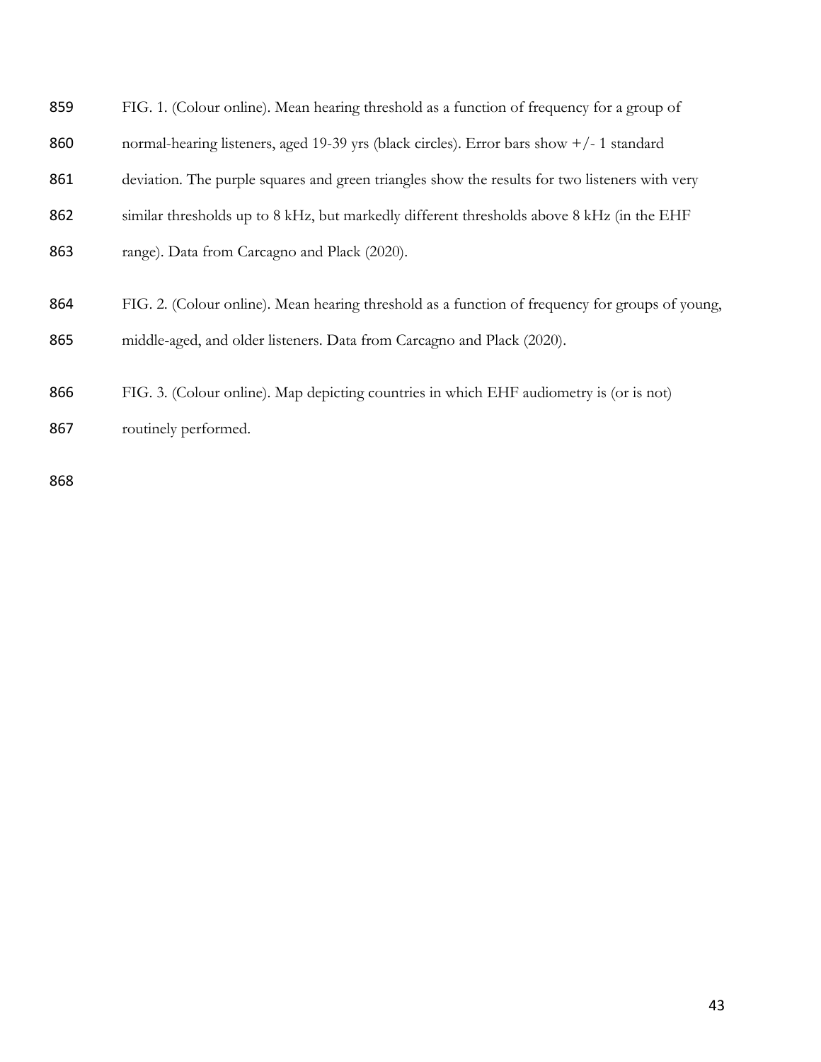FIG. 1. (Colour online). Mean hearing threshold as a function of frequency for a group of normal-hearing listeners, aged 19-39 yrs (black circles). Error bars show +/- 1 standard deviation. The purple squares and green triangles show the results for two listeners with very similar thresholds up to 8 kHz, but markedly different thresholds above 8 kHz (in the EHF range). Data from Carcagno and Plack (2020).

FIG. 2. (Colour online). Mean hearing threshold as a function of frequency for groups of young, middle-aged, and older listeners. Data from Carcagno and Plack (2020).

FIG. 3. (Colour online). Map depicting countries in which EHF audiometry is (or is not) routinely performed.